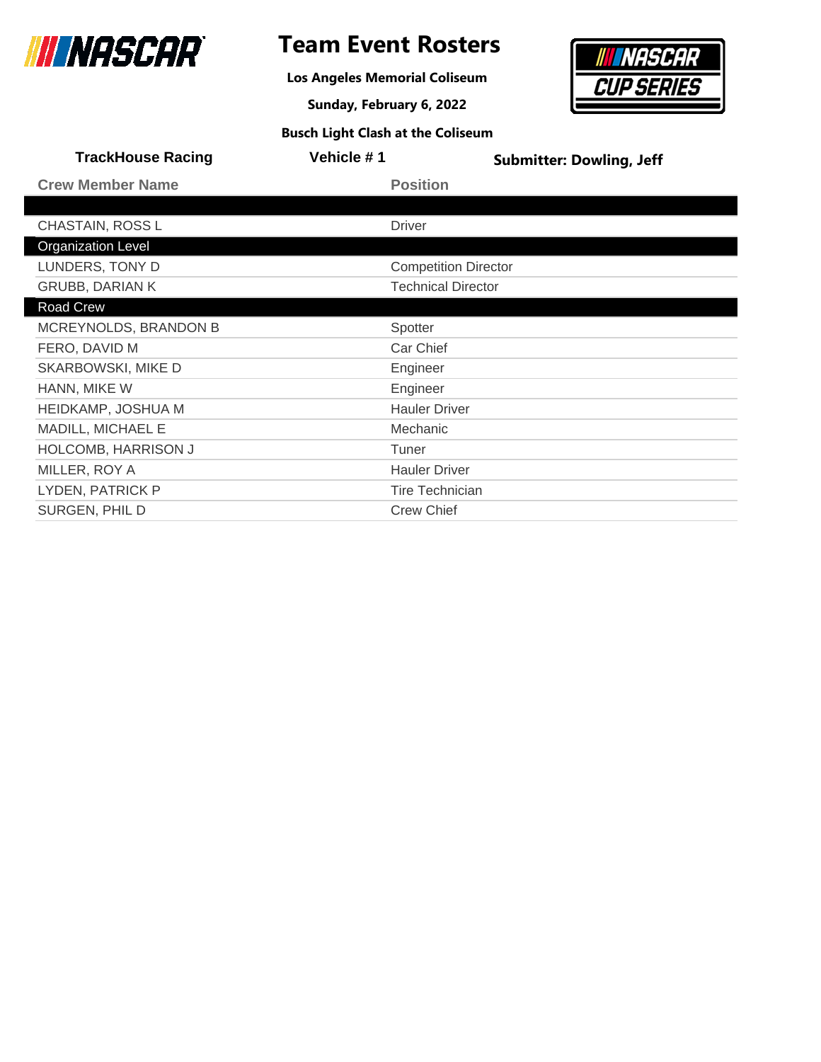# Team Event Rosters

**Los Angeles Memorial Coliseum**

**Sunday, February 6, 2022**

**Busch Light Clash at the Coliseum**

**TrackHouse Racing** | **Vehicle # 1** | **Submitter: Dowling, Jeff**

| Crew Member Name | Position |
|---|---|
| | |
| CHASTAIN, ROSS L | Driver |
| **Organization Level** | |
| LUNDERS, TONY D | Competition Director |
| GRUBB, DARIAN K | Technical Director |
| **Road Crew** | |
| MCREYNOLDS, BRANDON B | Spotter |
| FERO, DAVID M | Car Chief |
| SKARBOWSKI, MIKE D | Engineer |
| HANN, MIKE W | Engineer |
| HEIDKAMP, JOSHUA M | Hauler Driver |
| MADILL, MICHAEL E | Mechanic |
| HOLCOMB, HARRISON J | Tuner |
| MILLER, ROY A | Hauler Driver |
| LYDEN, PATRICK P | Tire Technician |
| SURGEN, PHIL D | Crew Chief |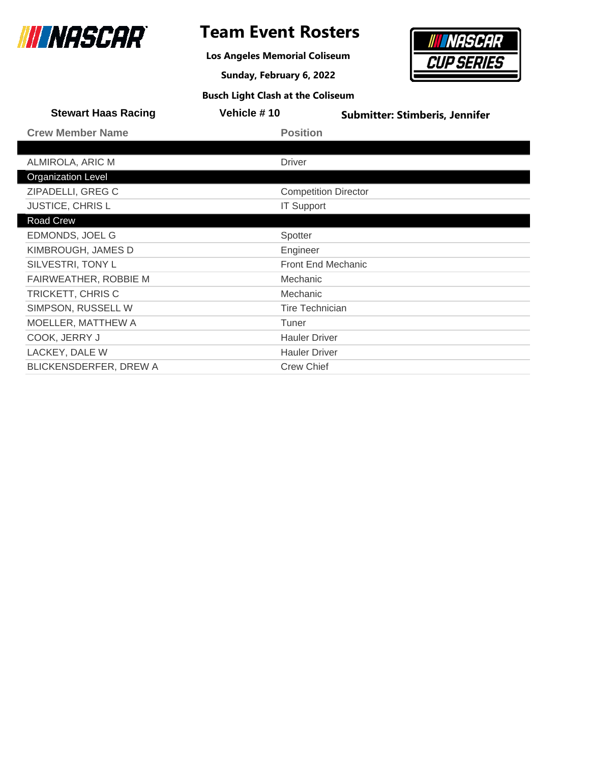# Team Event Rosters

**Los Angeles Memorial Coliseum**

**Sunday, February 6, 2022**

**Busch Light Clash at the Coliseum**

**Stewart Haas Racing** | **Vehicle # 10** | **Submitter: Stimberis, Jennifer**

| Crew Member Name | Position |
|---|---|
| | |
| ALMIROLA, ARIC M | Driver |
| **Organization Level** | |
| ZIPADELLI, GREG C | Competition Director |
| JUSTICE, CHRIS L | IT Support |
| **Road Crew** | |
| EDMONDS, JOEL G | Spotter |
| KIMBROUGH, JAMES D | Engineer |
| SILVESTRI, TONY L | Front End Mechanic |
| FAIRWEATHER, ROBBIE M | Mechanic |
| TRICKETT, CHRIS C | Mechanic |
| SIMPSON, RUSSELL W | Tire Technician |
| MOELLER, MATTHEW A | Tuner |
| COOK, JERRY J | Hauler Driver |
| LACKEY, DALE W | Hauler Driver |
| BLICKENSDERFER, DREW A | Crew Chief |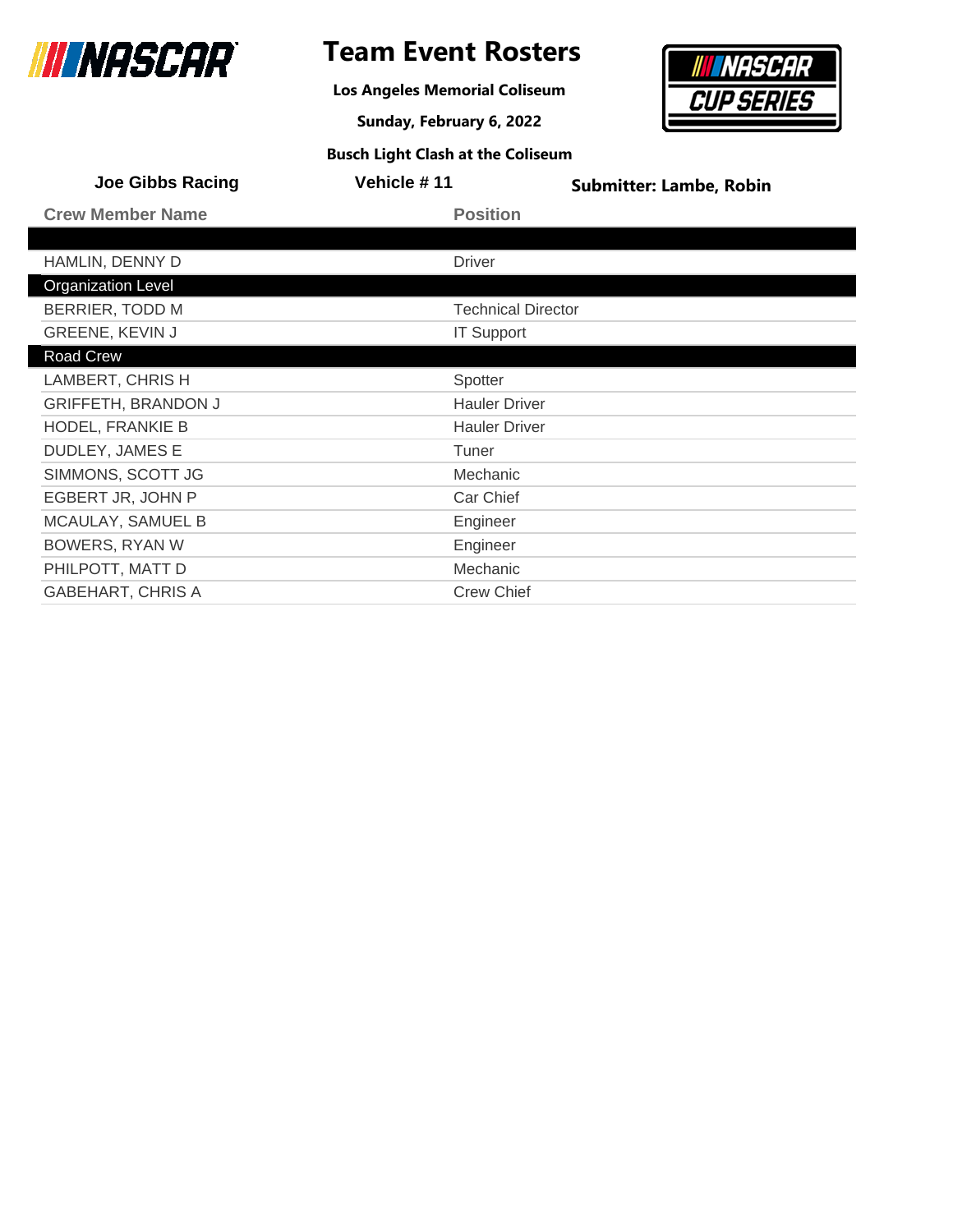# Team Event Rosters

**Los Angeles Memorial Coliseum**

**Sunday, February 6, 2022**

**Busch Light Clash at the Coliseum**

**Joe Gibbs Racing** | **Vehicle # 11** | **Submitter: Lambe, Robin**

| Crew Member Name | Position |
|---|---|
| | |
| HAMLIN, DENNY D | Driver |
| **Organization Level** | |
| BERRIER, TODD M | Technical Director |
| GREENE, KEVIN J | IT Support |
| **Road Crew** | |
| LAMBERT, CHRIS H | Spotter |
| GRIFFETH, BRANDON J | Hauler Driver |
| HODEL, FRANKIE B | Hauler Driver |
| DUDLEY, JAMES E | Tuner |
| SIMMONS, SCOTT JG | Mechanic |
| EGBERT JR, JOHN P | Car Chief |
| MCAULAY, SAMUEL B | Engineer |
| BOWERS, RYAN W | Engineer |
| PHILPOTT, MATT D | Mechanic |
| GABEHART, CHRIS A | Crew Chief |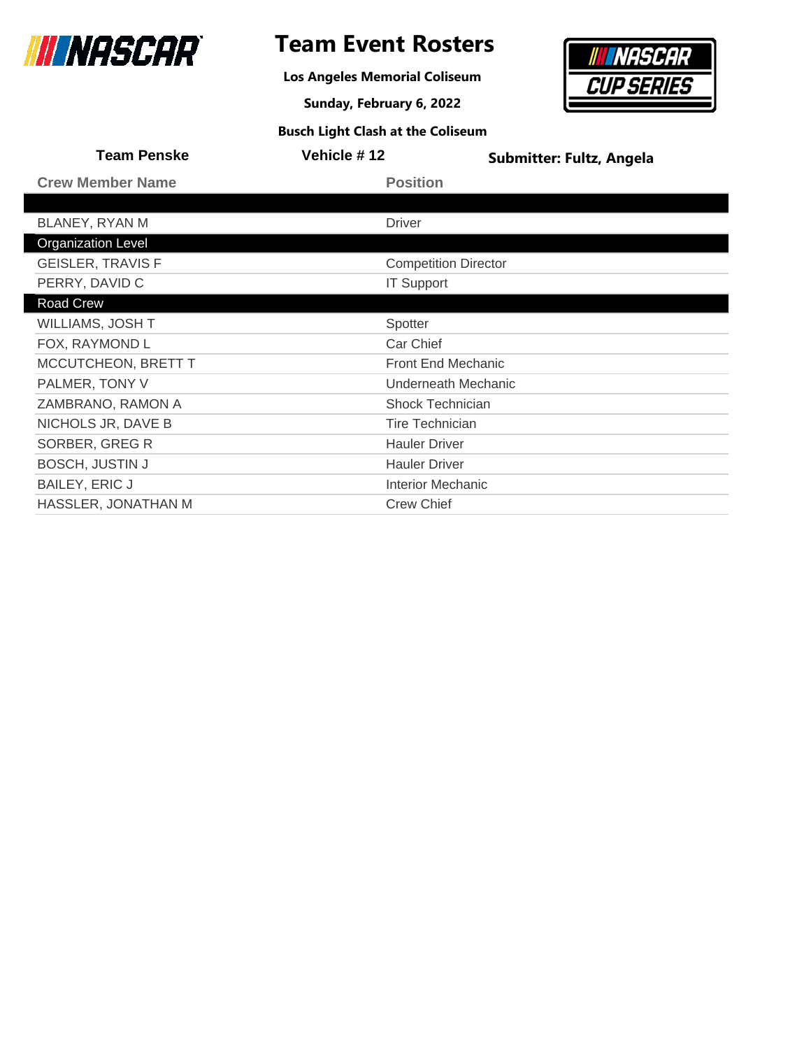# Team Event Rosters

**Los Angeles Memorial Coliseum**

**Sunday, February 6, 2022**

**Busch Light Clash at the Coliseum**

**Team Penske** | **Vehicle # 12** | **Submitter: Fultz, Angela**

| Crew Member Name | Position |
| --- | --- |
| | |
| BLANEY, RYAN M | Driver |
| **Organization Level** | |
| GEISLER, TRAVIS F | Competition Director |
| PERRY, DAVID C | IT Support |
| **Road Crew** | |
| WILLIAMS, JOSH T | Spotter |
| FOX, RAYMOND L | Car Chief |
| MCCUTCHEON, BRETT T | Front End Mechanic |
| PALMER, TONY V | Underneath Mechanic |
| ZAMBRANO, RAMON A | Shock Technician |
| NICHOLS JR, DAVE B | Tire Technician |
| SORBER, GREG R | Hauler Driver |
| BOSCH, JUSTIN J | Hauler Driver |
| BAILEY, ERIC J | Interior Mechanic |
| HASSLER, JONATHAN M | Crew Chief |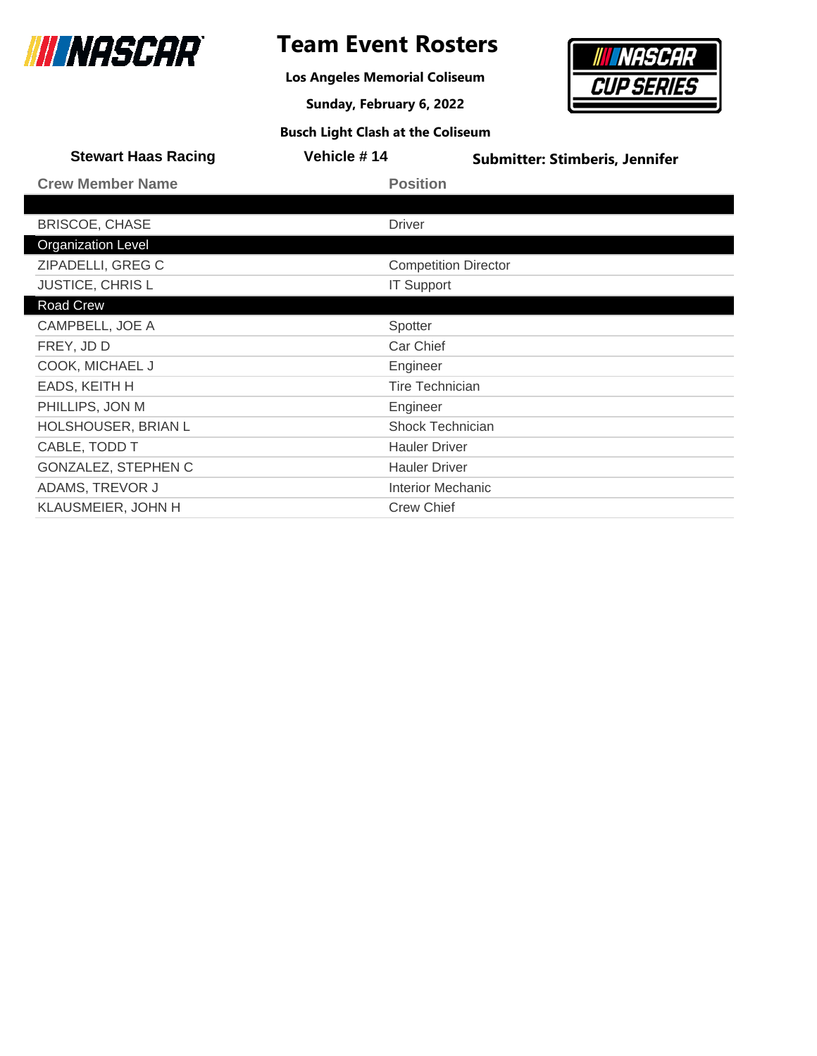# Team Event Rosters

**Los Angeles Memorial Coliseum**

**Sunday, February 6, 2022**

**Busch Light Clash at the Coliseum**

**Stewart Haas Racing** | **Vehicle # 14** | **Submitter: Stimberis, Jennifer**

| Crew Member Name | Position |
| --- | --- |
| | |
| BRISCOE, CHASE | Driver |
| **Organization Level** | |
| ZIPADELLI, GREG C | Competition Director |
| JUSTICE, CHRIS L | IT Support |
| **Road Crew** | |
| CAMPBELL, JOE A | Spotter |
| FREY, JD D | Car Chief |
| COOK, MICHAEL J | Engineer |
| EADS, KEITH H | Tire Technician |
| PHILLIPS, JON M | Engineer |
| HOLSHOUSER, BRIAN L | Shock Technician |
| CABLE, TODD T | Hauler Driver |
| GONZALEZ, STEPHEN C | Hauler Driver |
| ADAMS, TREVOR J | Interior Mechanic |
| KLAUSMEIER, JOHN H | Crew Chief |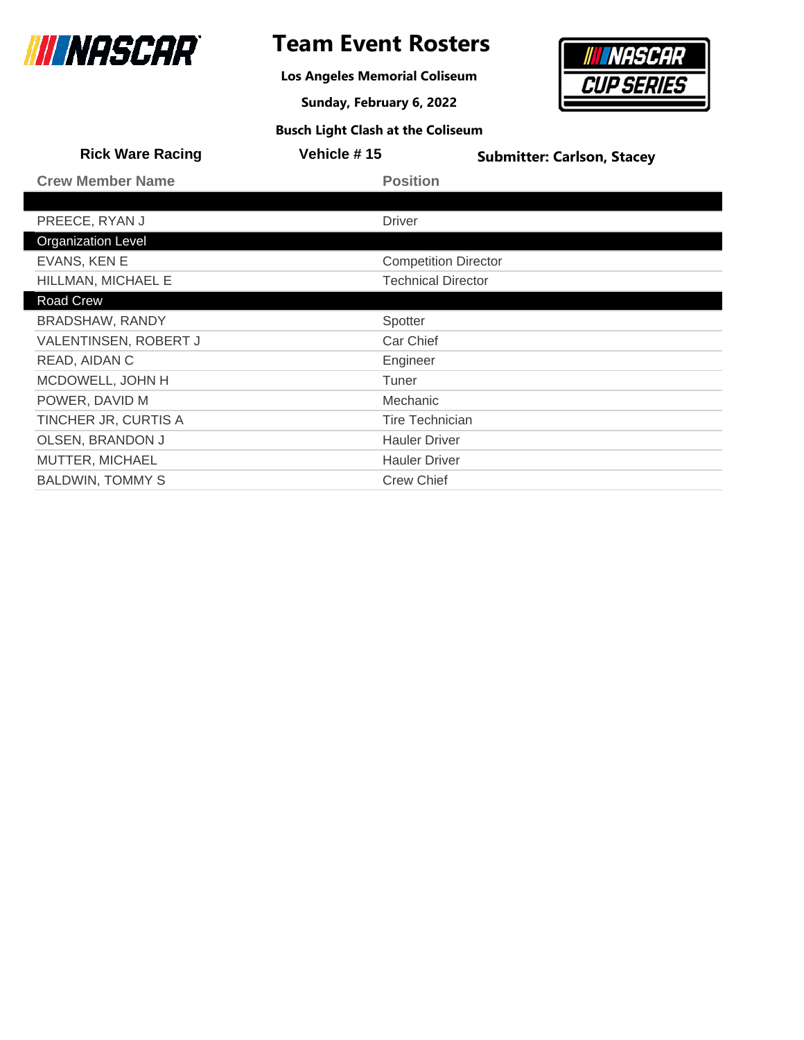# Team Event Rosters

**Los Angeles Memorial Coliseum**

**Sunday, February 6, 2022**

**Busch Light Clash at the Coliseum**

**Rick Ware Racing** | **Vehicle # 15** | **Submitter: Carlson, Stacey**

| Crew Member Name | Position |
|---|---|
| | |
| PREECE, RYAN J | Driver |
| **Organization Level** | |
| EVANS, KEN E | Competition Director |
| HILLMAN, MICHAEL E | Technical Director |
| **Road Crew** | |
| BRADSHAW, RANDY | Spotter |
| VALENTINSEN, ROBERT J | Car Chief |
| READ, AIDAN C | Engineer |
| MCDOWELL, JOHN H | Tuner |
| POWER, DAVID M | Mechanic |
| TINCHER JR, CURTIS A | Tire Technician |
| OLSEN, BRANDON J | Hauler Driver |
| MUTTER, MICHAEL | Hauler Driver |
| BALDWIN, TOMMY S | Crew Chief |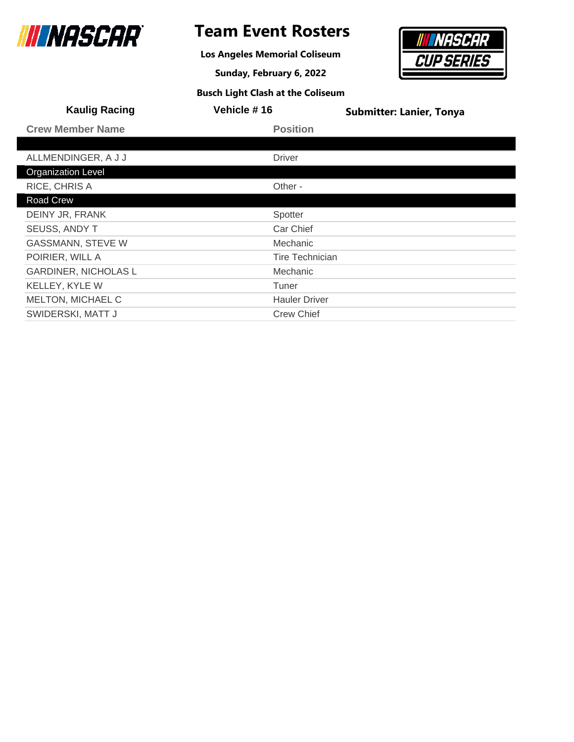# Team Event Rosters

**Los Angeles Memorial Coliseum**

**Sunday, February 6, 2022**

**Busch Light Clash at the Coliseum**

**Kaulig Racing** | **Vehicle # 16** | **Submitter: Lanier, Tonya**

| Crew Member Name | Position |
|---|---|
| | |
| ALLMENDINGER, A J J | Driver |
| **Organization Level** | |
| RICE, CHRIS A | Other - |
| **Road Crew** | |
| DEINY JR, FRANK | Spotter |
| SEUSS, ANDY T | Car Chief |
| GASSMANN, STEVE W | Mechanic |
| POIRIER, WILL A | Tire Technician |
| GARDINER, NICHOLAS L | Mechanic |
| KELLEY, KYLE W | Tuner |
| MELTON, MICHAEL C | Hauler Driver |
| SWIDERSKI, MATT J | Crew Chief |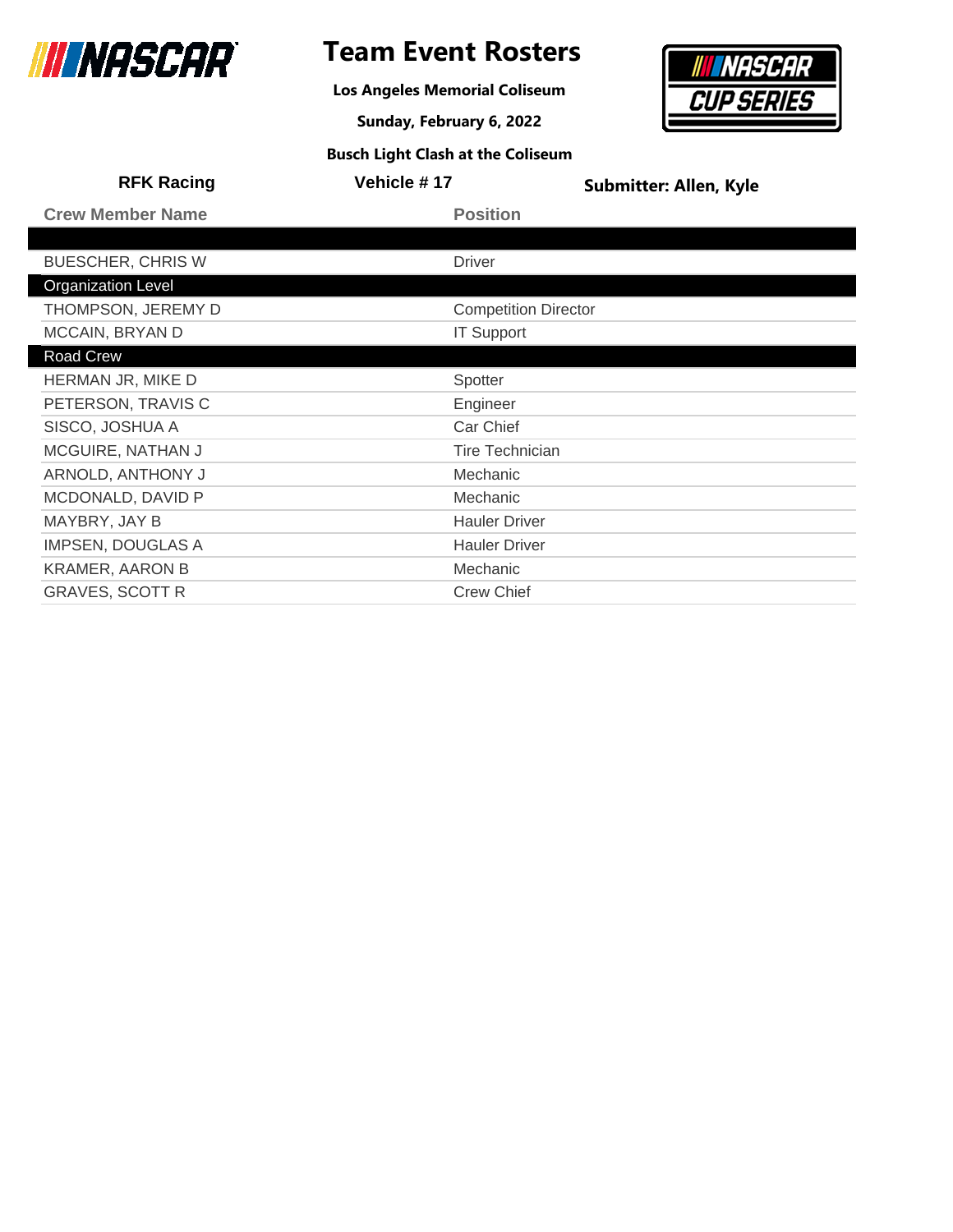# Team Event Rosters

**Los Angeles Memorial Coliseum**

**Sunday, February 6, 2022**

**Busch Light Clash at the Coliseum**

**RFK Racing** | **Vehicle # 17** | **Submitter: Allen, Kyle**

| Crew Member Name | Position |
|---|---|
| | |
| BUESCHER, CHRIS W | Driver |
| **Organization Level** | |
| THOMPSON, JEREMY D | Competition Director |
| MCCAIN, BRYAN D | IT Support |
| **Road Crew** | |
| HERMAN JR, MIKE D | Spotter |
| PETERSON, TRAVIS C | Engineer |
| SISCO, JOSHUA A | Car Chief |
| MCGUIRE, NATHAN J | Tire Technician |
| ARNOLD, ANTHONY J | Mechanic |
| MCDONALD, DAVID P | Mechanic |
| MAYBRY, JAY B | Hauler Driver |
| IMPSEN, DOUGLAS A | Hauler Driver |
| KRAMER, AARON B | Mechanic |
| GRAVES, SCOTT R | Crew Chief |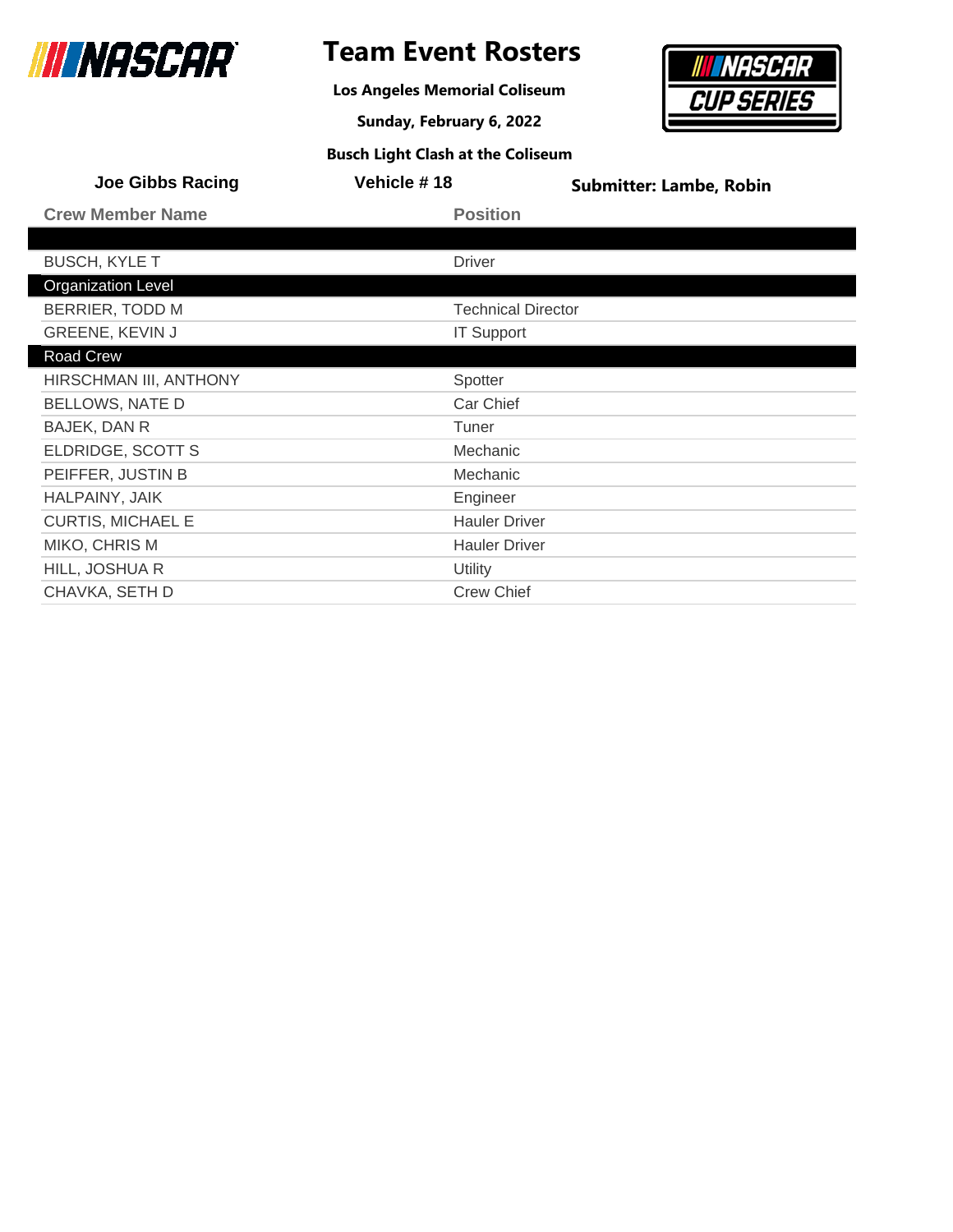# Team Event Rosters

**Los Angeles Memorial Coliseum**

**Sunday, February 6, 2022**

**Busch Light Clash at the Coliseum**

**Joe Gibbs Racing** | **Vehicle # 18** | **Submitter: Lambe, Robin**

| Crew Member Name | Position |
|---|---|
| | |
| BUSCH, KYLE T | Driver |
| **Organization Level** | |
| BERRIER, TODD M | Technical Director |
| GREENE, KEVIN J | IT Support |
| **Road Crew** | |
| HIRSCHMAN III, ANTHONY | Spotter |
| BELLOWS, NATE D | Car Chief |
| BAJEK, DAN R | Tuner |
| ELDRIDGE, SCOTT S | Mechanic |
| PEIFFER, JUSTIN B | Mechanic |
| HALPAINY, JAIK | Engineer |
| CURTIS, MICHAEL E | Hauler Driver |
| MIKO, CHRIS M | Hauler Driver |
| HILL, JOSHUA R | Utility |
| CHAVKA, SETH D | Crew Chief |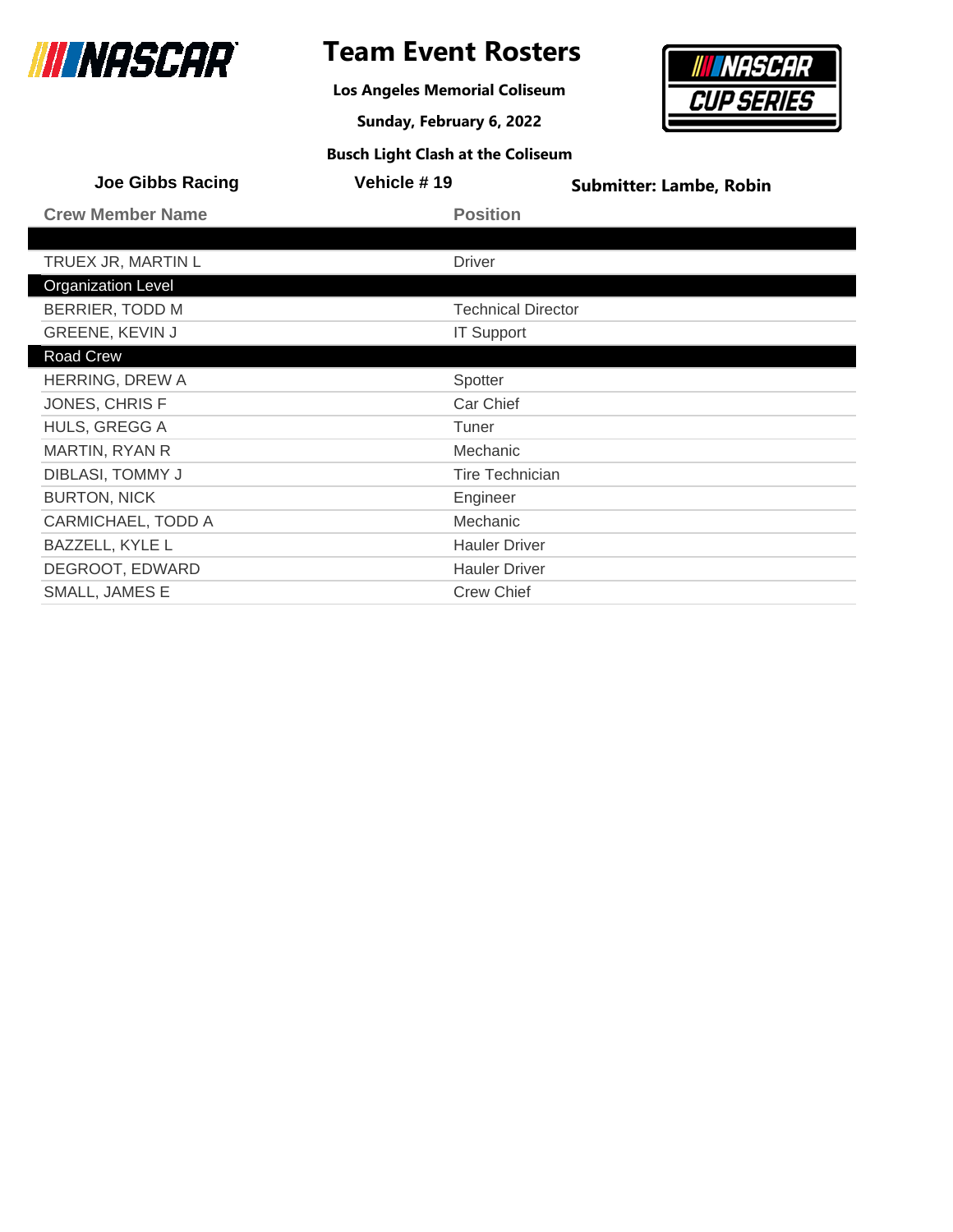# Team Event Rosters

**Los Angeles Memorial Coliseum**

**Sunday, February 6, 2022**

**Busch Light Clash at the Coliseum**

**Joe Gibbs Racing** | **Vehicle # 19** | **Submitter: Lambe, Robin**

| Crew Member Name | Position |
|---|---|
| | |
| TRUEX JR, MARTIN L | Driver |
| **Organization Level** | |
| BERRIER, TODD M | Technical Director |
| GREENE, KEVIN J | IT Support |
| **Road Crew** | |
| HERRING, DREW A | Spotter |
| JONES, CHRIS F | Car Chief |
| HULS, GREGG A | Tuner |
| MARTIN, RYAN R | Mechanic |
| DIBLASI, TOMMY J | Tire Technician |
| BURTON, NICK | Engineer |
| CARMICHAEL, TODD A | Mechanic |
| BAZZELL, KYLE L | Hauler Driver |
| DEGROOT, EDWARD | Hauler Driver |
| SMALL, JAMES E | Crew Chief |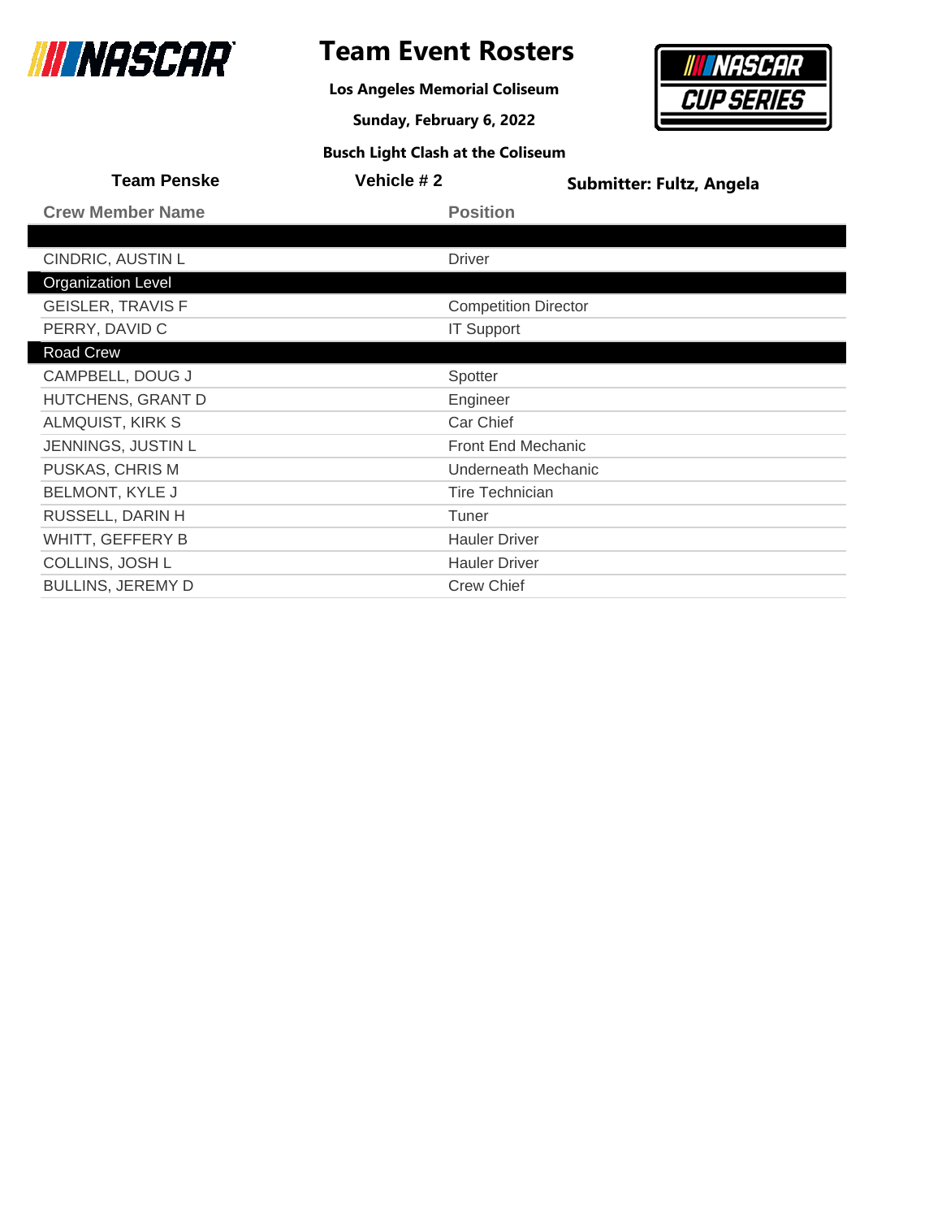# Team Event Rosters

**Los Angeles Memorial Coliseum**

**Sunday, February 6, 2022**

**Busch Light Clash at the Coliseum**

**Team Penske** | **Vehicle # 2** | **Submitter: Fultz, Angela**

| Crew Member Name | Position |
|---|---|
| | |
| CINDRIC, AUSTIN L | Driver |
| **Organization Level** | |
| GEISLER, TRAVIS F | Competition Director |
| PERRY, DAVID C | IT Support |
| **Road Crew** | |
| CAMPBELL, DOUG J | Spotter |
| HUTCHENS, GRANT D | Engineer |
| ALMQUIST, KIRK S | Car Chief |
| JENNINGS, JUSTIN L | Front End Mechanic |
| PUSKAS, CHRIS M | Underneath Mechanic |
| BELMONT, KYLE J | Tire Technician |
| RUSSELL, DARIN H | Tuner |
| WHITT, GEFFERY B | Hauler Driver |
| COLLINS, JOSH L | Hauler Driver |
| BULLINS, JEREMY D | Crew Chief |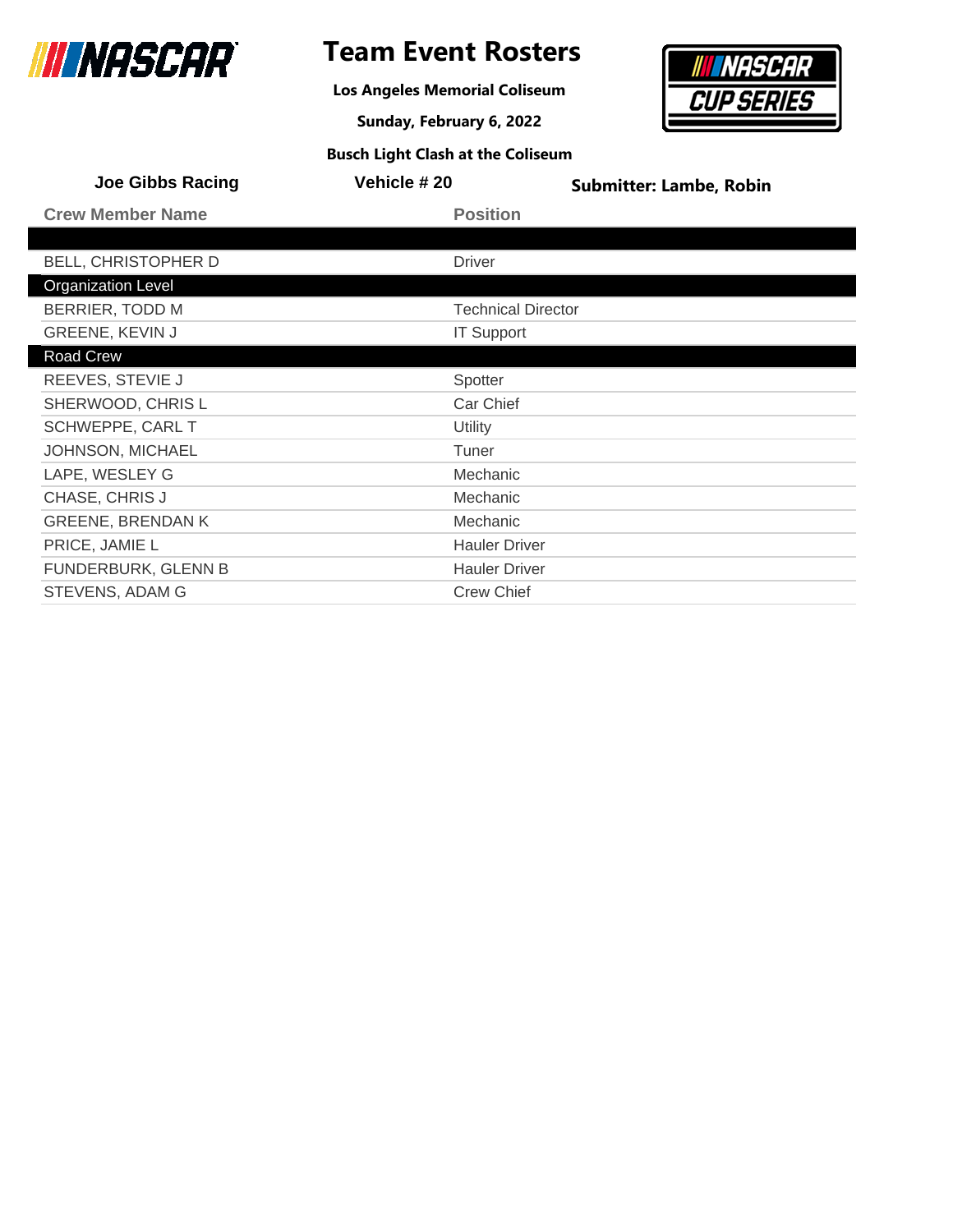# Team Event Rosters

**Los Angeles Memorial Coliseum**

**Sunday, February 6, 2022**

**Busch Light Clash at the Coliseum**

**Joe Gibbs Racing** | **Vehicle # 20** | **Submitter: Lambe, Robin**

| Crew Member Name | Position |
|---|---|
| | |
| BELL, CHRISTOPHER D | Driver |
| **Organization Level** | |
| BERRIER, TODD M | Technical Director |
| GREENE, KEVIN J | IT Support |
| **Road Crew** | |
| REEVES, STEVIE J | Spotter |
| SHERWOOD, CHRIS L | Car Chief |
| SCHWEPPE, CARL T | Utility |
| JOHNSON, MICHAEL | Tuner |
| LAPE, WESLEY G | Mechanic |
| CHASE, CHRIS J | Mechanic |
| GREENE, BRENDAN K | Mechanic |
| PRICE, JAMIE L | Hauler Driver |
| FUNDERBURK, GLENN B | Hauler Driver |
| STEVENS, ADAM G | Crew Chief |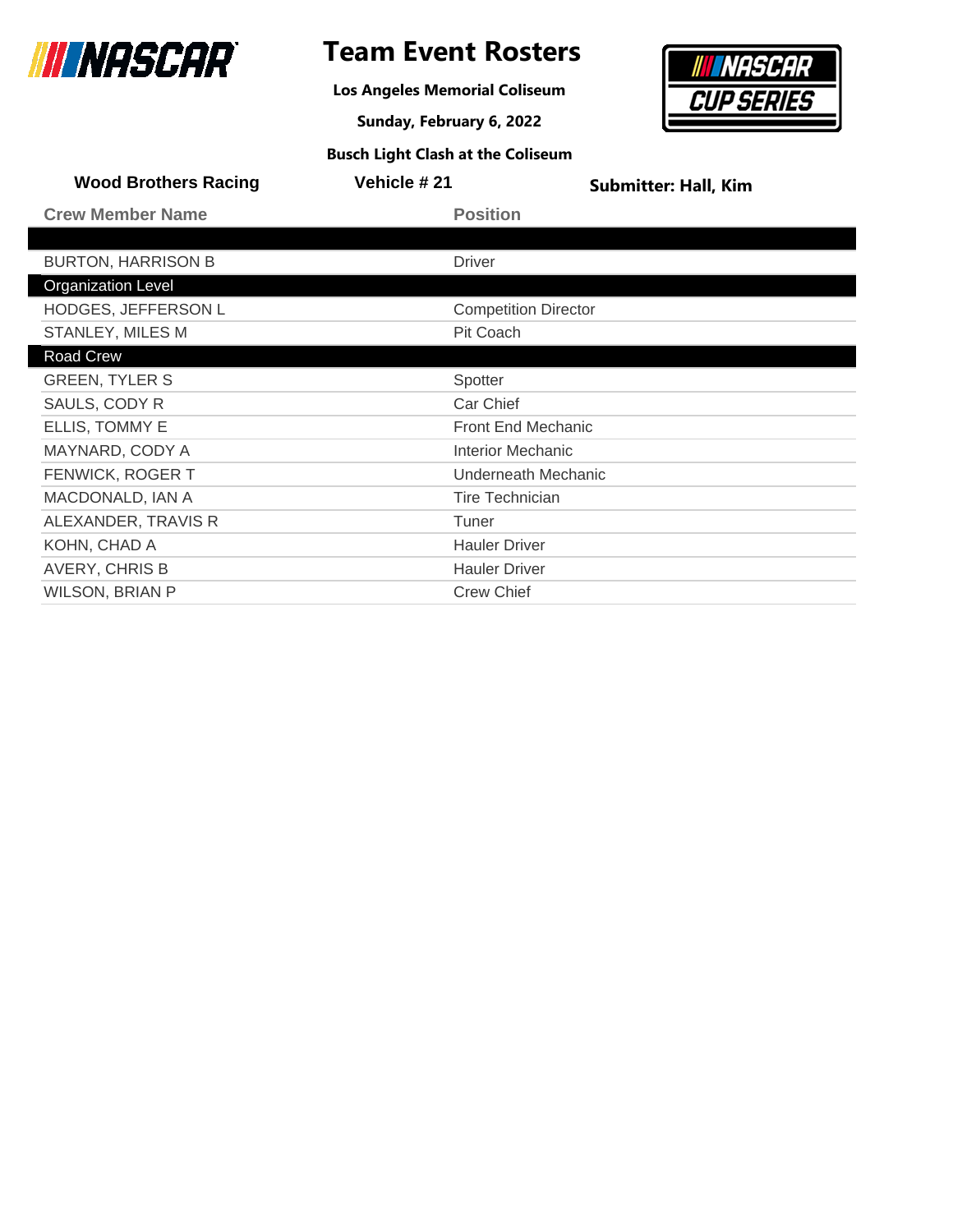# Team Event Rosters

**Los Angeles Memorial Coliseum**

**Sunday, February 6, 2022**

**Busch Light Clash at the Coliseum**

**Wood Brothers Racing** | **Vehicle # 21** | **Submitter: Hall, Kim**

| Crew Member Name | Position |
|---|---|
| | |
| BURTON, HARRISON B | Driver |
| **Organization Level** | |
| HODGES, JEFFERSON L | Competition Director |
| STANLEY, MILES M | Pit Coach |
| **Road Crew** | |
| GREEN, TYLER S | Spotter |
| SAULS, CODY R | Car Chief |
| ELLIS, TOMMY E | Front End Mechanic |
| MAYNARD, CODY A | Interior Mechanic |
| FENWICK, ROGER T | Underneath Mechanic |
| MACDONALD, IAN A | Tire Technician |
| ALEXANDER, TRAVIS R | Tuner |
| KOHN, CHAD A | Hauler Driver |
| AVERY, CHRIS B | Hauler Driver |
| WILSON, BRIAN P | Crew Chief |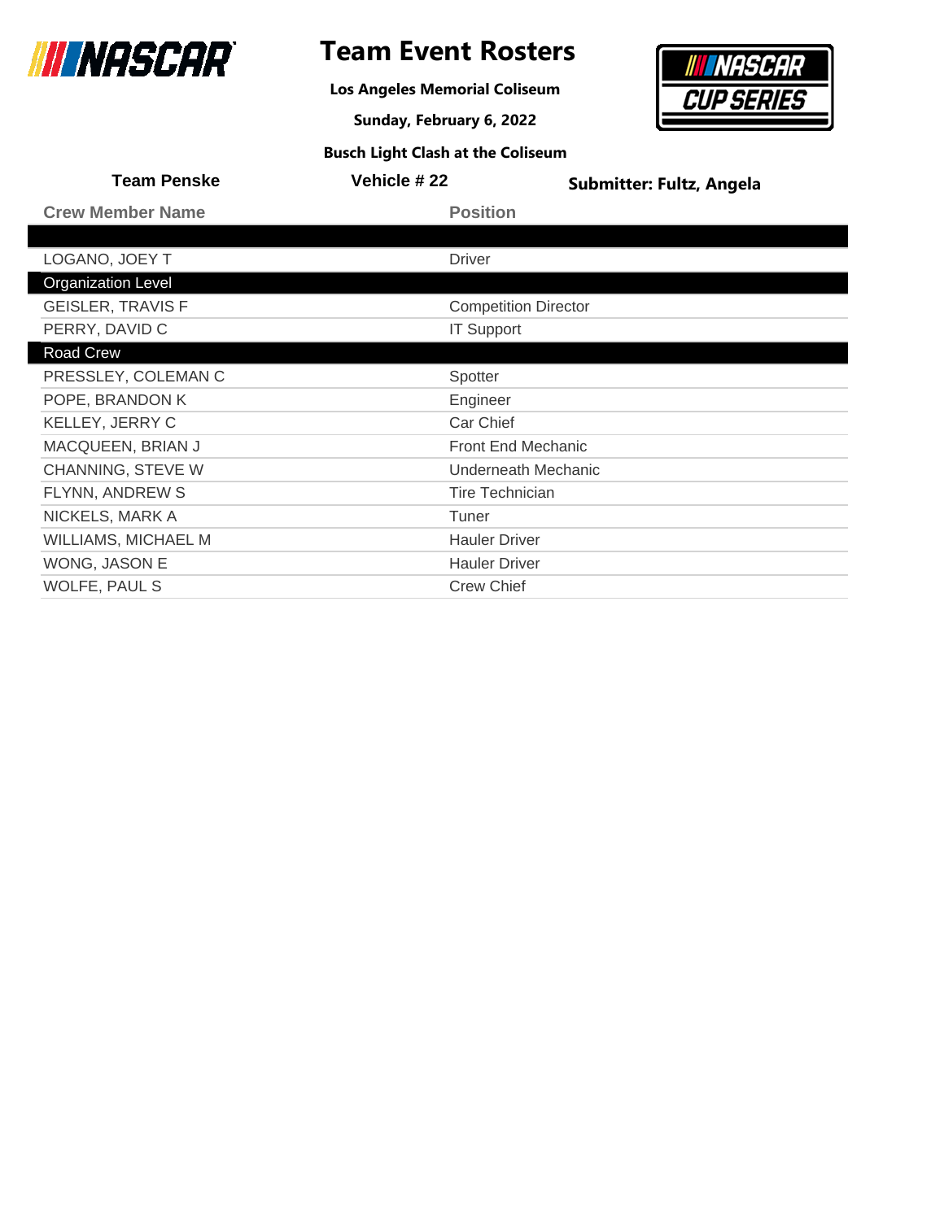# Team Event Rosters

**Los Angeles Memorial Coliseum**

**Sunday, February 6, 2022**

**Busch Light Clash at the Coliseum**

**Team Penske** | **Vehicle # 22** | **Submitter: Fultz, Angela**

| Crew Member Name | Position |
|---|---|
| | |
| LOGANO, JOEY T | Driver |
| **Organization Level** | |
| GEISLER, TRAVIS F | Competition Director |
| PERRY, DAVID C | IT Support |
| **Road Crew** | |
| PRESSLEY, COLEMAN C | Spotter |
| POPE, BRANDON K | Engineer |
| KELLEY, JERRY C | Car Chief |
| MACQUEEN, BRIAN J | Front End Mechanic |
| CHANNING, STEVE W | Underneath Mechanic |
| FLYNN, ANDREW S | Tire Technician |
| NICKELS, MARK A | Tuner |
| WILLIAMS, MICHAEL M | Hauler Driver |
| WONG, JASON E | Hauler Driver |
| WOLFE, PAUL S | Crew Chief |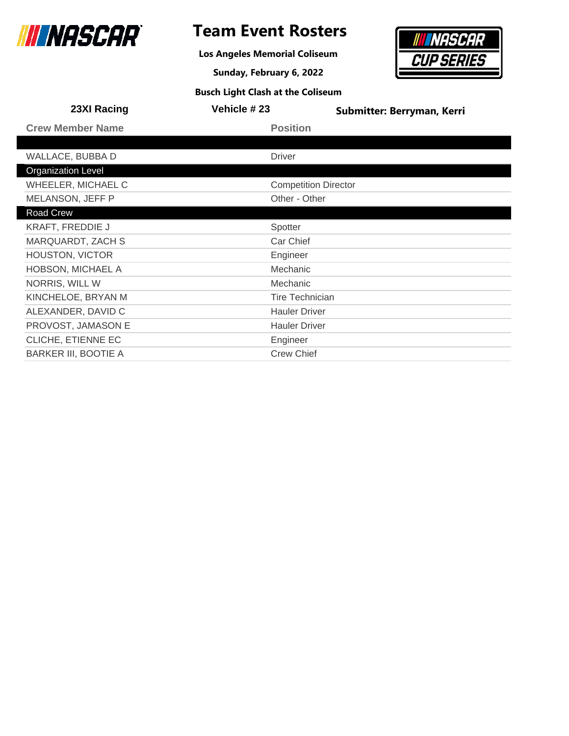# Team Event Rosters

**Los Angeles Memorial Coliseum**

**Sunday, February 6, 2022**

**Busch Light Clash at the Coliseum**

**23XI Racing** | **Vehicle # 23** | **Submitter: Berryman, Kerri**

| Crew Member Name | Position |
| --- | --- |
| | |
| WALLACE, BUBBA D | Driver |
| **Organization Level** | |
| WHEELER, MICHAEL C | Competition Director |
| MELANSON, JEFF P | Other - Other |
| **Road Crew** | |
| KRAFT, FREDDIE J | Spotter |
| MARQUARDT, ZACH S | Car Chief |
| HOUSTON, VICTOR | Engineer |
| HOBSON, MICHAEL A | Mechanic |
| NORRIS, WILL W | Mechanic |
| KINCHELOE, BRYAN M | Tire Technician |
| ALEXANDER, DAVID C | Hauler Driver |
| PROVOST, JAMASON E | Hauler Driver |
| CLICHE, ETIENNE EC | Engineer |
| BARKER III, BOOTIE A | Crew Chief |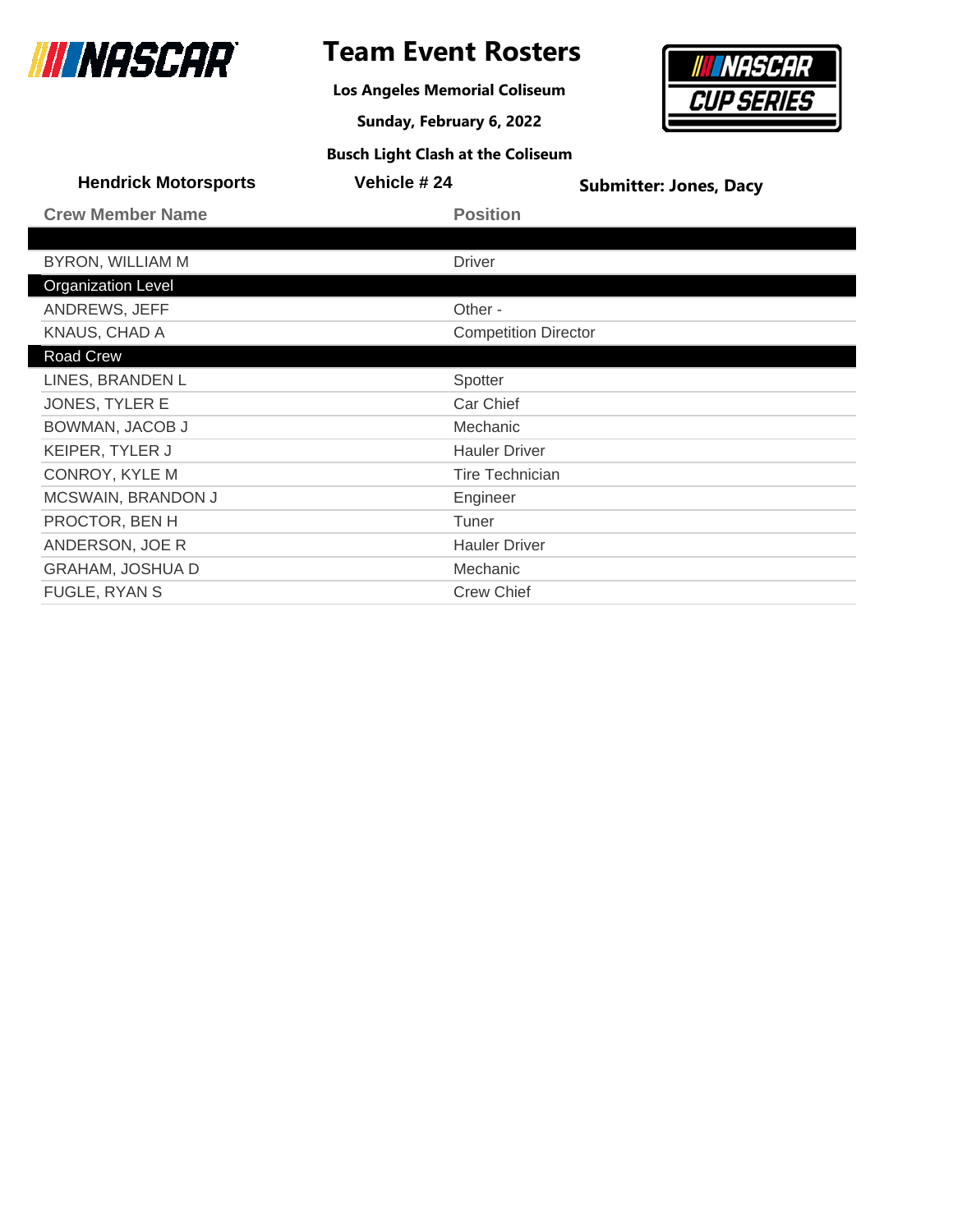# Team Event Rosters

**Los Angeles Memorial Coliseum**

**Sunday, February 6, 2022**

**Busch Light Clash at the Coliseum**

**Hendrick Motorsports** | **Vehicle # 24** | **Submitter: Jones, Dacy**

| Crew Member Name | Position |
|---|---|
| | |
| BYRON, WILLIAM M | Driver |
| **Organization Level** | |
| ANDREWS, JEFF | Other - |
| KNAUS, CHAD A | Competition Director |
| **Road Crew** | |
| LINES, BRANDEN L | Spotter |
| JONES, TYLER E | Car Chief |
| BOWMAN, JACOB J | Mechanic |
| KEIPER, TYLER J | Hauler Driver |
| CONROY, KYLE M | Tire Technician |
| MCSWAIN, BRANDON J | Engineer |
| PROCTOR, BEN H | Tuner |
| ANDERSON, JOE R | Hauler Driver |
| GRAHAM, JOSHUA D | Mechanic |
| FUGLE, RYAN S | Crew Chief |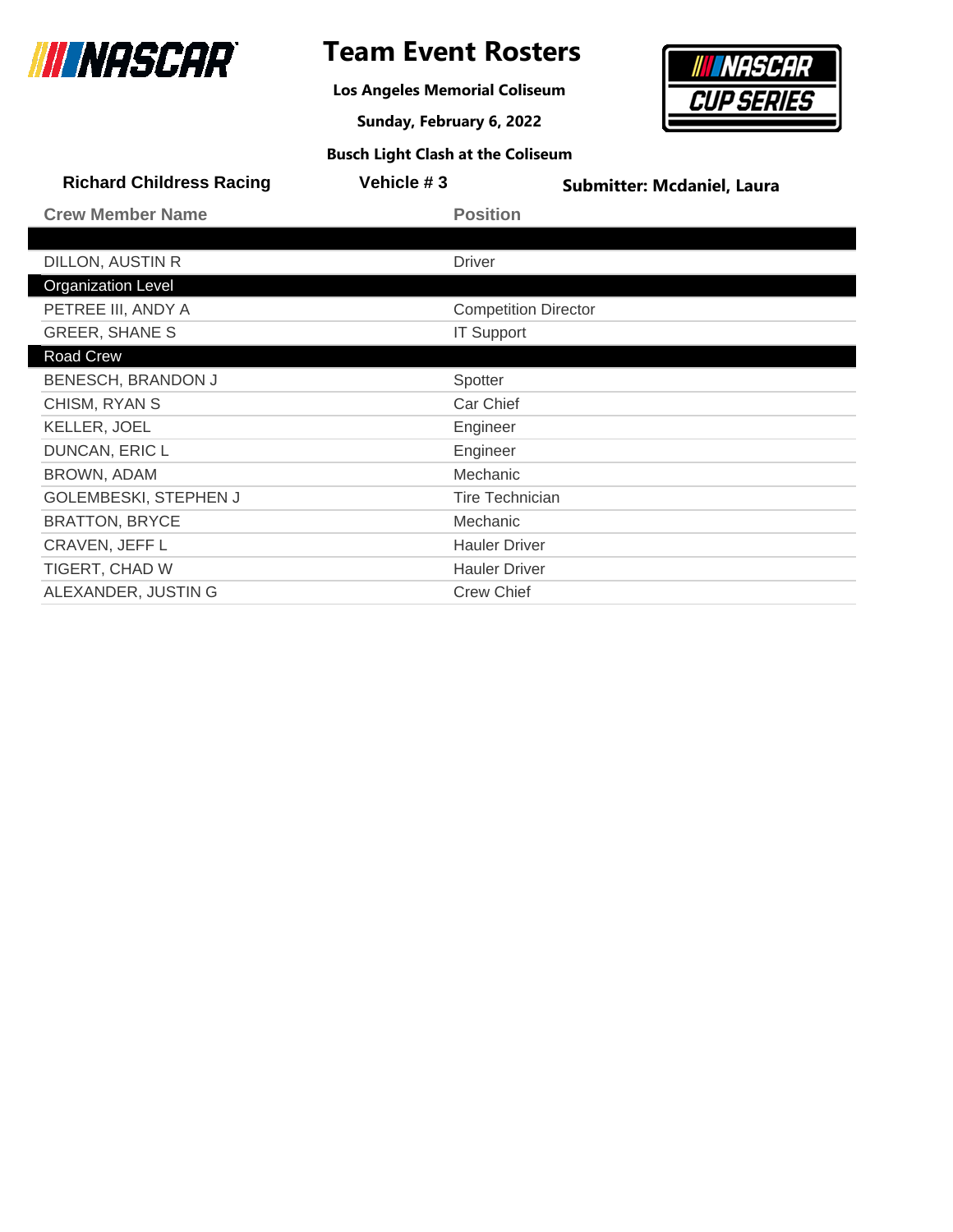# Team Event Rosters

**Los Angeles Memorial Coliseum**

**Sunday, February 6, 2022**

**Busch Light Clash at the Coliseum**

**Richard Childress Racing** | **Vehicle # 3** | **Submitter: Mcdaniel, Laura**

| Crew Member Name | Position |
|---|---|
| | |
| DILLON, AUSTIN R | Driver |
| **Organization Level** | |
| PETREE III, ANDY A | Competition Director |
| GREER, SHANE S | IT Support |
| **Road Crew** | |
| BENESCH, BRANDON J | Spotter |
| CHISM, RYAN S | Car Chief |
| KELLER, JOEL | Engineer |
| DUNCAN, ERIC L | Engineer |
| BROWN, ADAM | Mechanic |
| GOLEMBESKI, STEPHEN J | Tire Technician |
| BRATTON, BRYCE | Mechanic |
| CRAVEN, JEFF L | Hauler Driver |
| TIGERT, CHAD W | Hauler Driver |
| ALEXANDER, JUSTIN G | Crew Chief |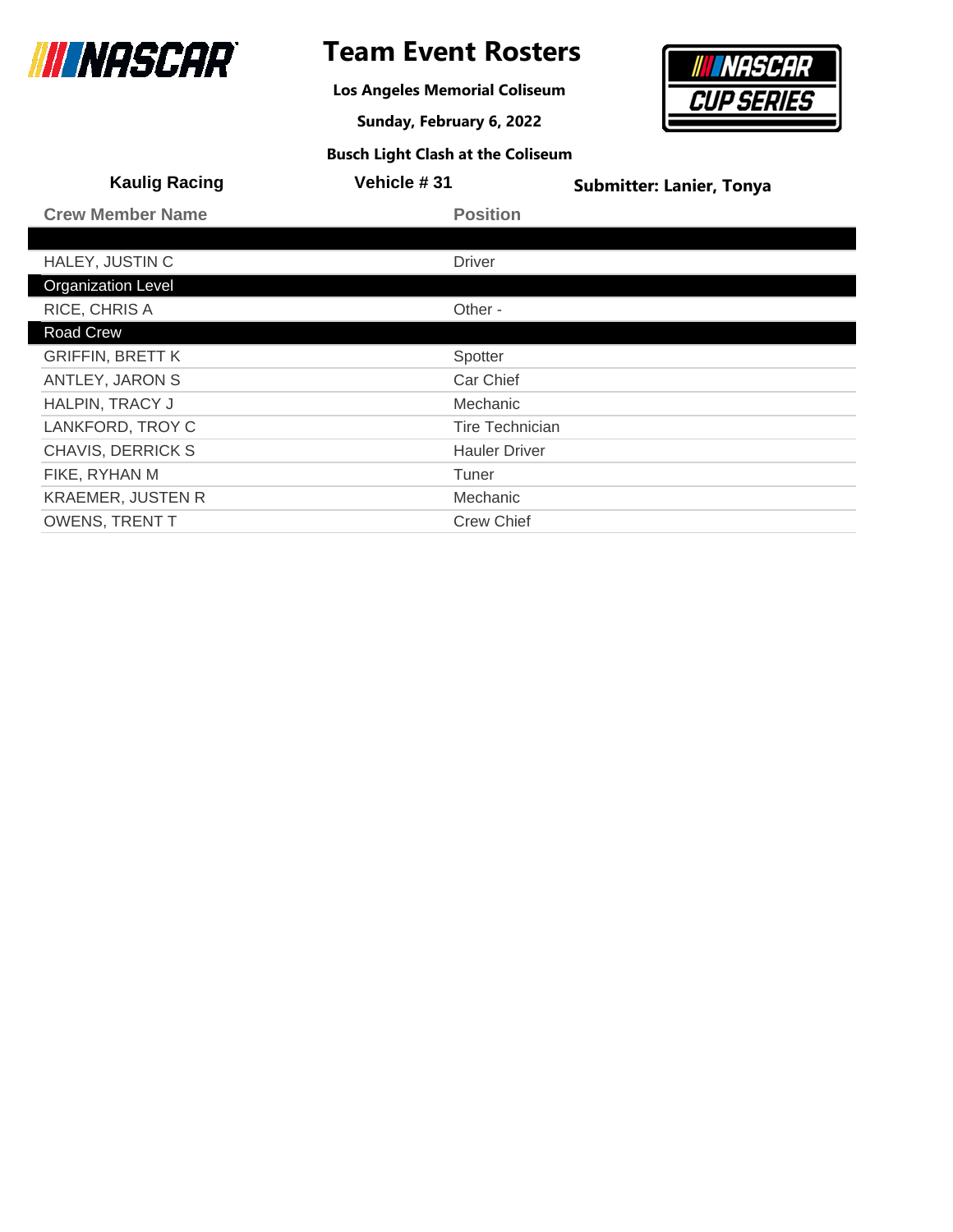# Team Event Rosters

**Los Angeles Memorial Coliseum**

**Sunday, February 6, 2022**

**Busch Light Clash at the Coliseum**

**Kaulig Racing** | **Vehicle # 31** | **Submitter: Lanier, Tonya**

| Crew Member Name | Position |
|---|---|
| | |
| HALEY, JUSTIN C | Driver |
| **Organization Level** | |
| RICE, CHRIS A | Other - |
| **Road Crew** | |
| GRIFFIN, BRETT K | Spotter |
| ANTLEY, JARON S | Car Chief |
| HALPIN, TRACY J | Mechanic |
| LANKFORD, TROY C | Tire Technician |
| CHAVIS, DERRICK S | Hauler Driver |
| FIKE, RYHAN M | Tuner |
| KRAEMER, JUSTEN R | Mechanic |
| OWENS, TRENT T | Crew Chief |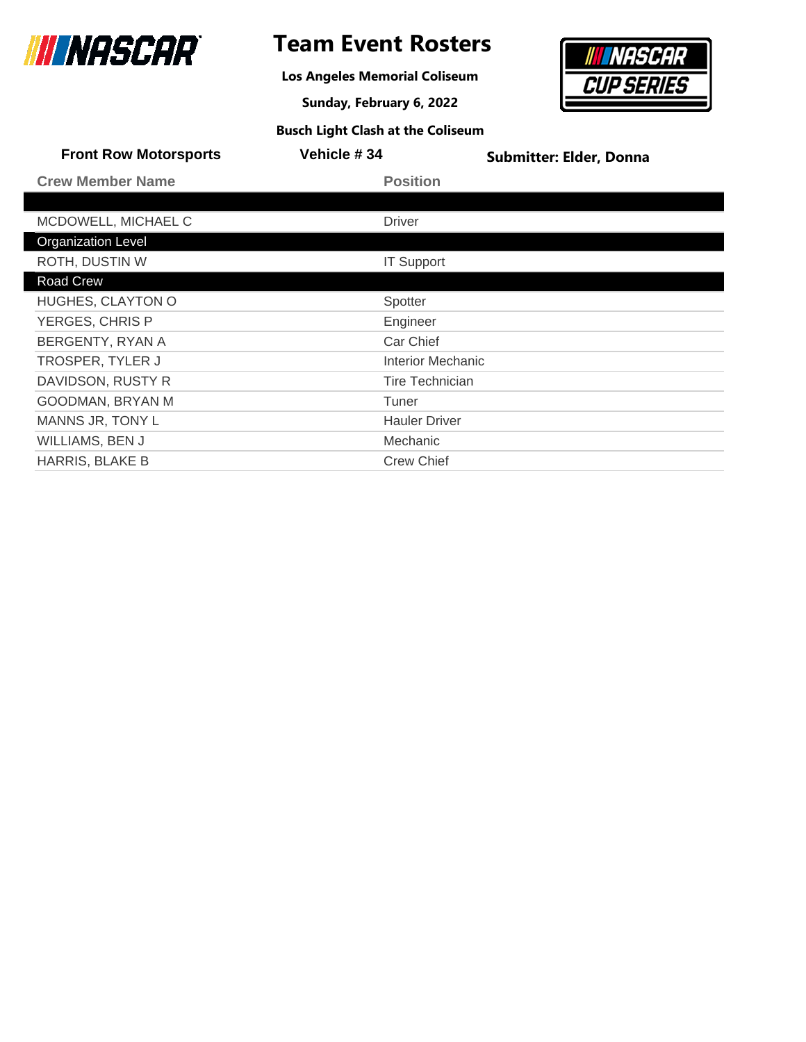# Team Event Rosters

**Los Angeles Memorial Coliseum**

**Sunday, February 6, 2022**

**Busch Light Clash at the Coliseum**

**Front Row Motorsports** | **Vehicle # 34** | **Submitter: Elder, Donna**

| Crew Member Name | Position |
|---|---|
| | |
| MCDOWELL, MICHAEL C | Driver |
| **Organization Level** | |
| ROTH, DUSTIN W | IT Support |
| **Road Crew** | |
| HUGHES, CLAYTON O | Spotter |
| YERGES, CHRIS P | Engineer |
| BERGENTY, RYAN A | Car Chief |
| TROSPER, TYLER J | Interior Mechanic |
| DAVIDSON, RUSTY R | Tire Technician |
| GOODMAN, BRYAN M | Tuner |
| MANNS JR, TONY L | Hauler Driver |
| WILLIAMS, BEN J | Mechanic |
| HARRIS, BLAKE B | Crew Chief |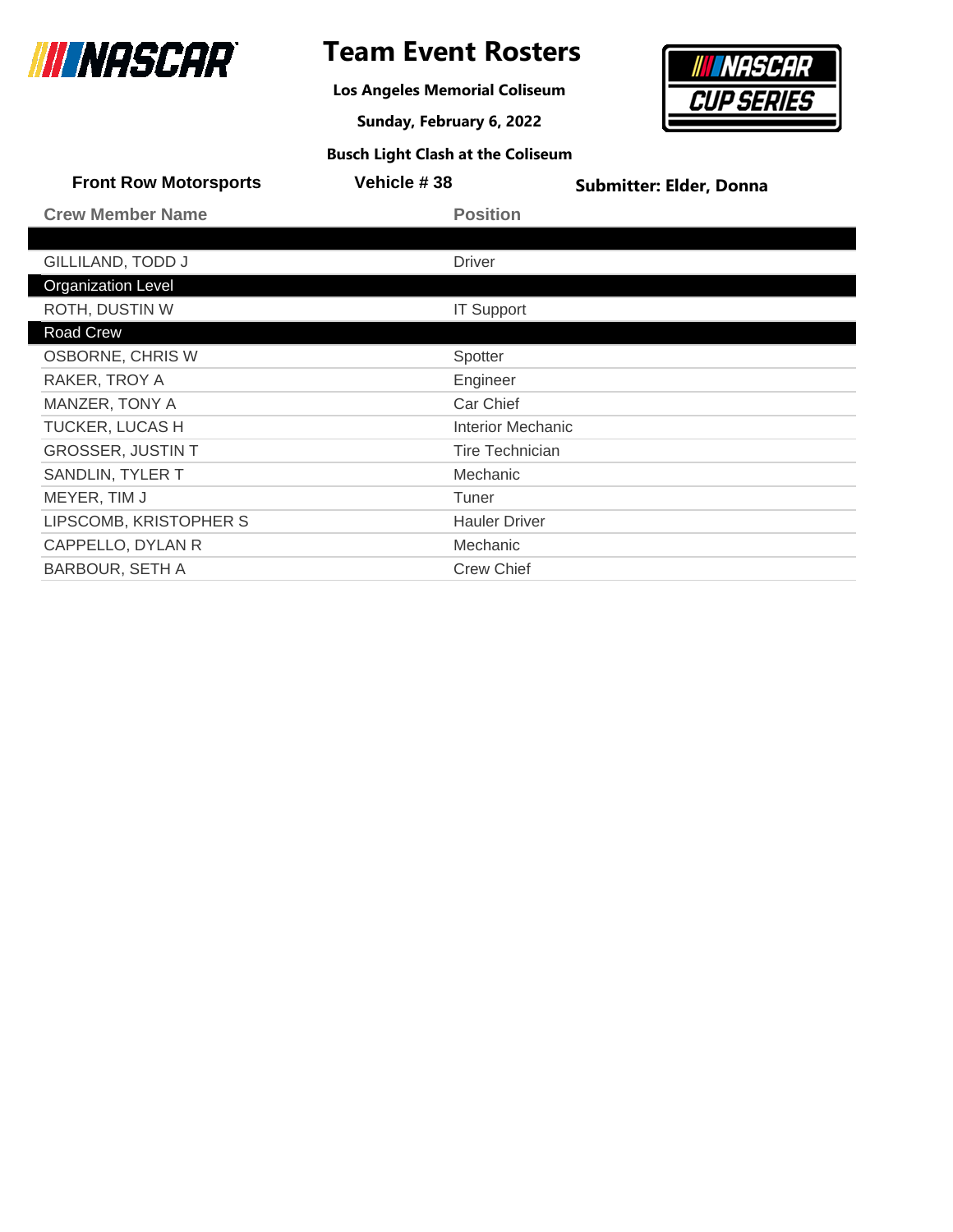# Team Event Rosters

**Los Angeles Memorial Coliseum**

**Sunday, February 6, 2022**

**Busch Light Clash at the Coliseum**

**Front Row Motorsports** | **Vehicle # 38** | **Submitter: Elder, Donna**

| Crew Member Name | Position |
|---|---|
| | |
| GILLILAND, TODD J | Driver |
| **Organization Level** | |
| ROTH, DUSTIN W | IT Support |
| **Road Crew** | |
| OSBORNE, CHRIS W | Spotter |
| RAKER, TROY A | Engineer |
| MANZER, TONY A | Car Chief |
| TUCKER, LUCAS H | Interior Mechanic |
| GROSSER, JUSTIN T | Tire Technician |
| SANDLIN, TYLER T | Mechanic |
| MEYER, TIM J | Tuner |
| LIPSCOMB, KRISTOPHER S | Hauler Driver |
| CAPPELLO, DYLAN R | Mechanic |
| BARBOUR, SETH A | Crew Chief |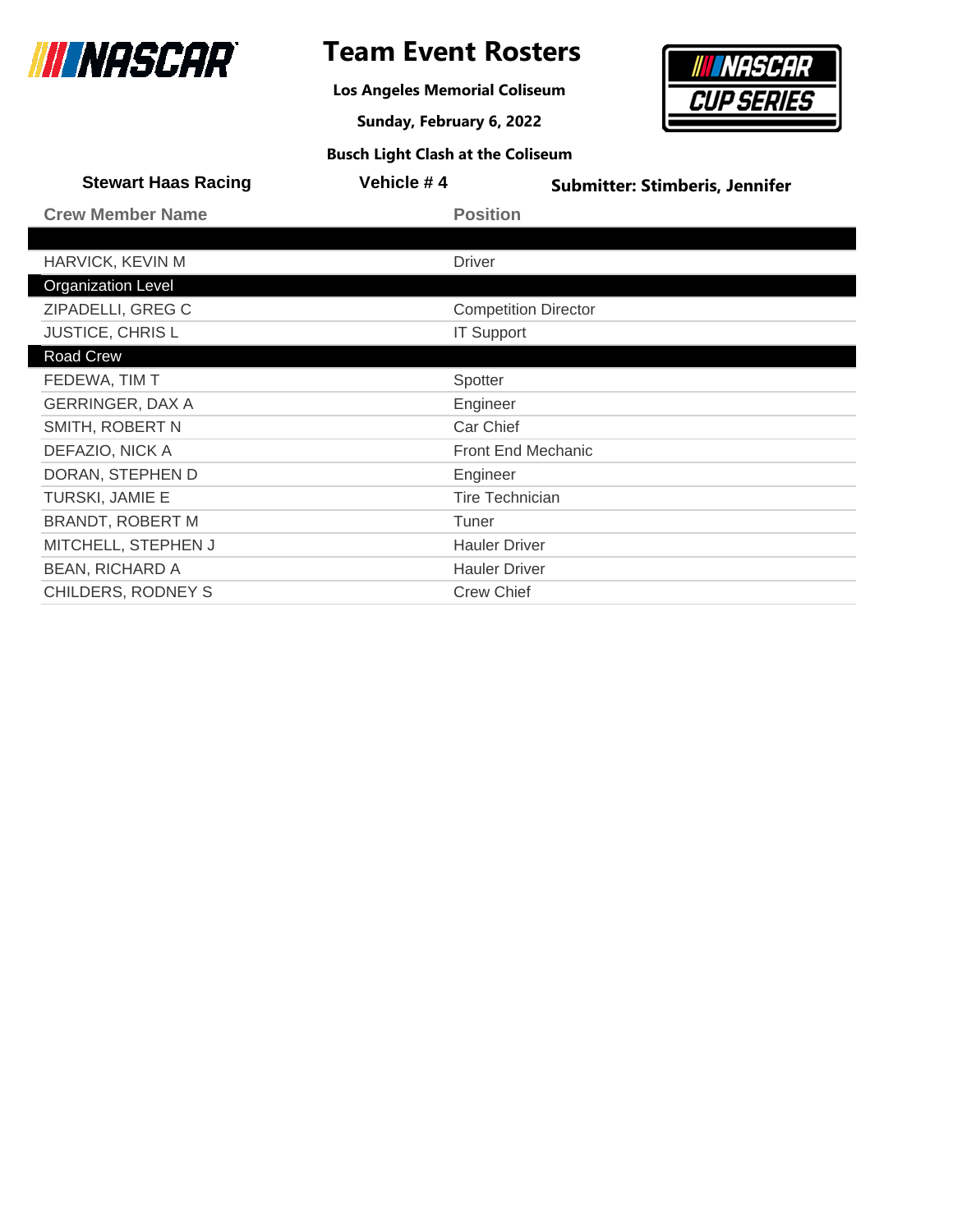# Team Event Rosters

**Los Angeles Memorial Coliseum**

**Sunday, February 6, 2022**

**Busch Light Clash at the Coliseum**

**Stewart Haas Racing** | **Vehicle # 4** | **Submitter: Stimberis, Jennifer**

| Crew Member Name | Position |
|---|---|
| | |
| HARVICK, KEVIN M | Driver |
| **Organization Level** | |
| ZIPADELLI, GREG C | Competition Director |
| JUSTICE, CHRIS L | IT Support |
| **Road Crew** | |
| FEDEWA, TIM T | Spotter |
| GERRINGER, DAX A | Engineer |
| SMITH, ROBERT N | Car Chief |
| DEFAZIO, NICK A | Front End Mechanic |
| DORAN, STEPHEN D | Engineer |
| TURSKI, JAMIE E | Tire Technician |
| BRANDT, ROBERT M | Tuner |
| MITCHELL, STEPHEN J | Hauler Driver |
| BEAN, RICHARD A | Hauler Driver |
| CHILDERS, RODNEY S | Crew Chief |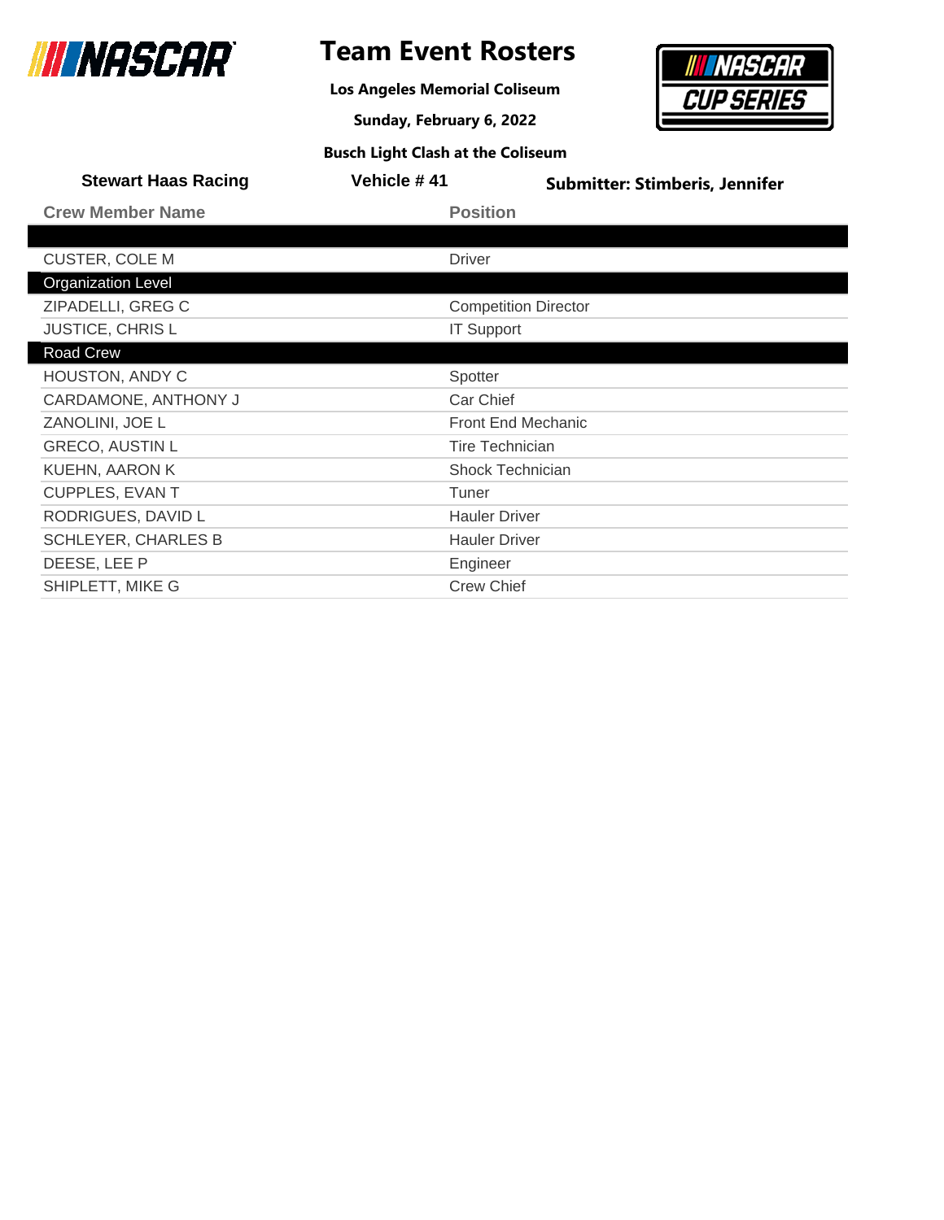# Team Event Rosters

**Los Angeles Memorial Coliseum**

**Sunday, February 6, 2022**

**Busch Light Clash at the Coliseum**

**Stewart Haas Racing** | **Vehicle # 41** | **Submitter: Stimberis, Jennifer**

| Crew Member Name | Position |
|---|---|
| | |
| CUSTER, COLE M | Driver |
| **Organization Level** | |
| ZIPADELLI, GREG C | Competition Director |
| JUSTICE, CHRIS L | IT Support |
| **Road Crew** | |
| HOUSTON, ANDY C | Spotter |
| CARDAMONE, ANTHONY J | Car Chief |
| ZANOLINI, JOE L | Front End Mechanic |
| GRECO, AUSTIN L | Tire Technician |
| KUEHN, AARON K | Shock Technician |
| CUPPLES, EVAN T | Tuner |
| RODRIGUES, DAVID L | Hauler Driver |
| SCHLEYER, CHARLES B | Hauler Driver |
| DEESE, LEE P | Engineer |
| SHIPLETT, MIKE G | Crew Chief |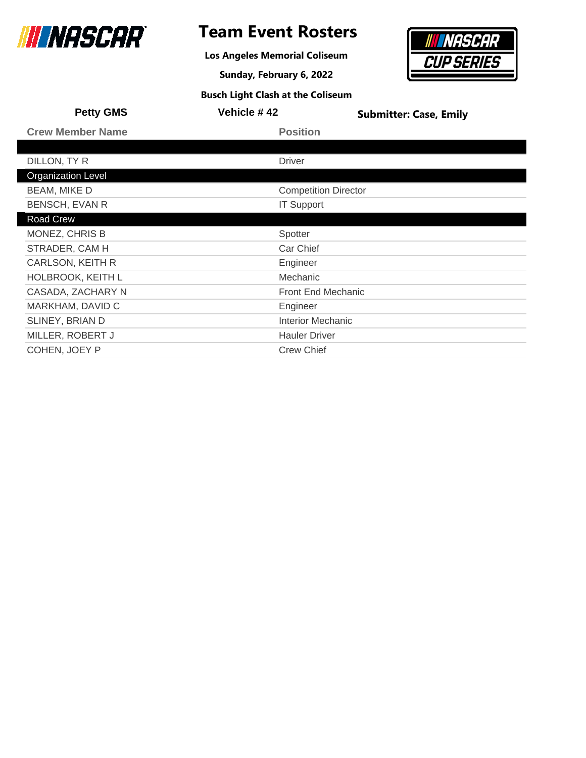# Team Event Rosters

**Los Angeles Memorial Coliseum**

**Sunday, February 6, 2022**

**Busch Light Clash at the Coliseum**

**Petty GMS** | **Vehicle # 42** | **Submitter: Case, Emily**

| Crew Member Name | Position |
|---|---|
| | |
| DILLON, TY R | Driver |
| **Organization Level** | |
| BEAM, MIKE D | Competition Director |
| BENSCH, EVAN R | IT Support |
| **Road Crew** | |
| MONEZ, CHRIS B | Spotter |
| STRADER, CAM H | Car Chief |
| CARLSON, KEITH R | Engineer |
| HOLBROOK, KEITH L | Mechanic |
| CASADA, ZACHARY N | Front End Mechanic |
| MARKHAM, DAVID C | Engineer |
| SLINEY, BRIAN D | Interior Mechanic |
| MILLER, ROBERT J | Hauler Driver |
| COHEN, JOEY P | Crew Chief |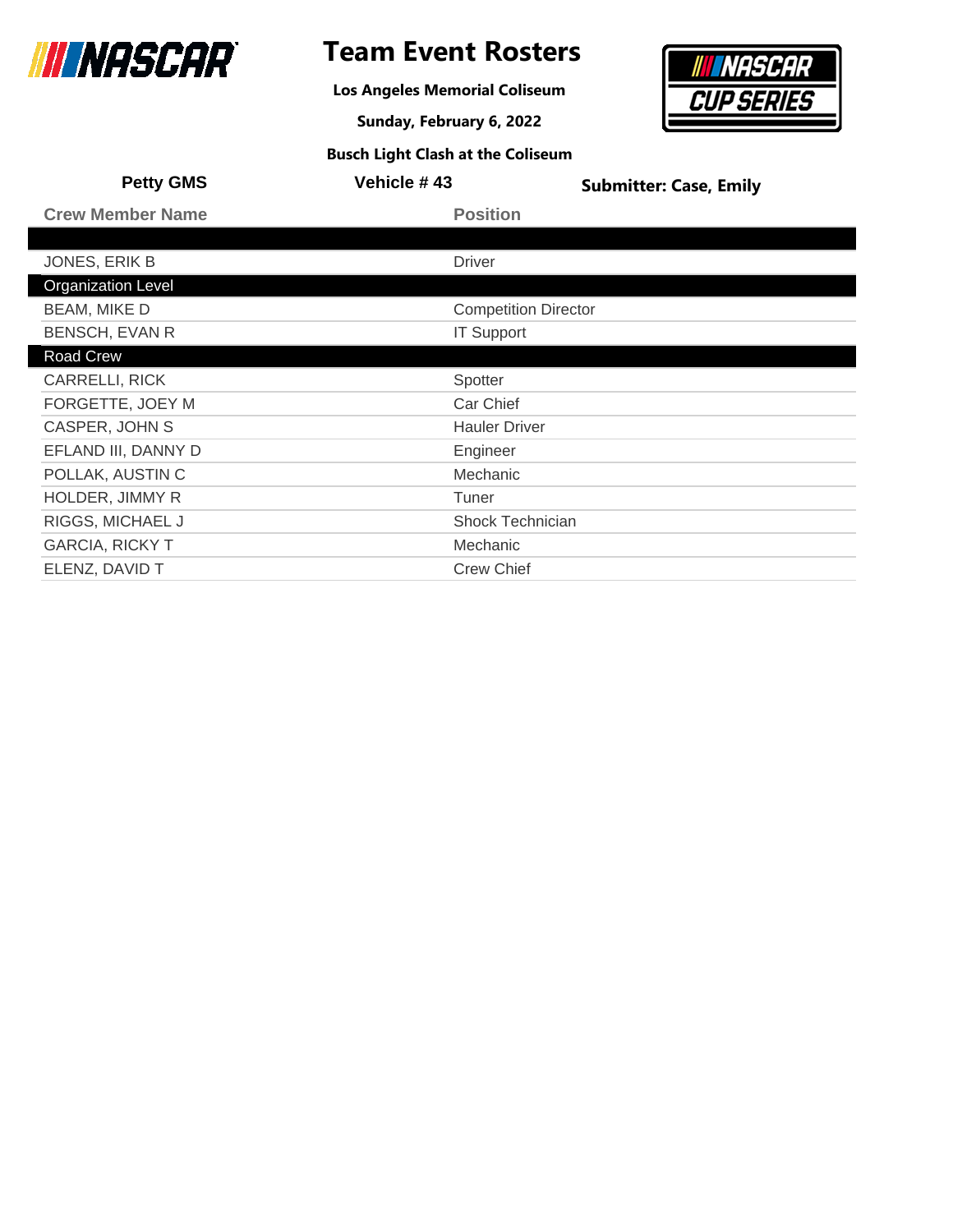# Team Event Rosters

**Los Angeles Memorial Coliseum**

**Sunday, February 6, 2022**

**Busch Light Clash at the Coliseum**

**Petty GMS** | **Vehicle # 43** | **Submitter: Case, Emily**

| Crew Member Name | Position |
|---|---|
| | |
| JONES, ERIK B | Driver |
| **Organization Level** | |
| BEAM, MIKE D | Competition Director |
| BENSCH, EVAN R | IT Support |
| **Road Crew** | |
| CARRELLI, RICK | Spotter |
| FORGETTE, JOEY M | Car Chief |
| CASPER, JOHN S | Hauler Driver |
| EFLAND III, DANNY D | Engineer |
| POLLAK, AUSTIN C | Mechanic |
| HOLDER, JIMMY R | Tuner |
| RIGGS, MICHAEL J | Shock Technician |
| GARCIA, RICKY T | Mechanic |
| ELENZ, DAVID T | Crew Chief |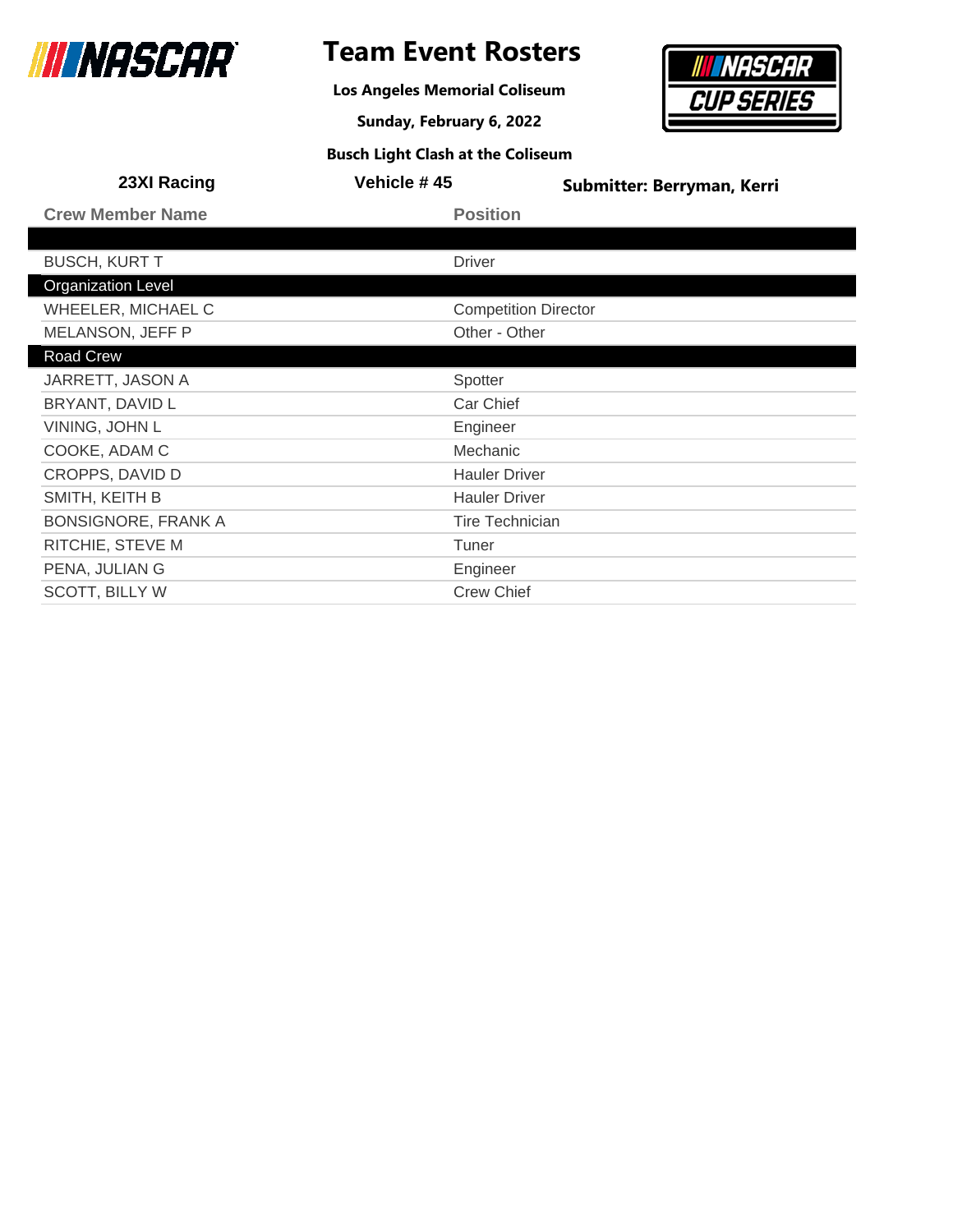# Team Event Rosters

**Los Angeles Memorial Coliseum**

**Sunday, February 6, 2022**

**Busch Light Clash at the Coliseum**

**23XI Racing** | **Vehicle # 45** | **Submitter: Berryman, Kerri**

| Crew Member Name | Position |
|---|---|
| | |
| BUSCH, KURT T | Driver |
| **Organization Level** | |
| WHEELER, MICHAEL C | Competition Director |
| MELANSON, JEFF P | Other - Other |
| **Road Crew** | |
| JARRETT, JASON A | Spotter |
| BRYANT, DAVID L | Car Chief |
| VINING, JOHN L | Engineer |
| COOKE, ADAM C | Mechanic |
| CROPPS, DAVID D | Hauler Driver |
| SMITH, KEITH B | Hauler Driver |
| BONSIGNORE, FRANK A | Tire Technician |
| RITCHIE, STEVE M | Tuner |
| PENA, JULIAN G | Engineer |
| SCOTT, BILLY W | Crew Chief |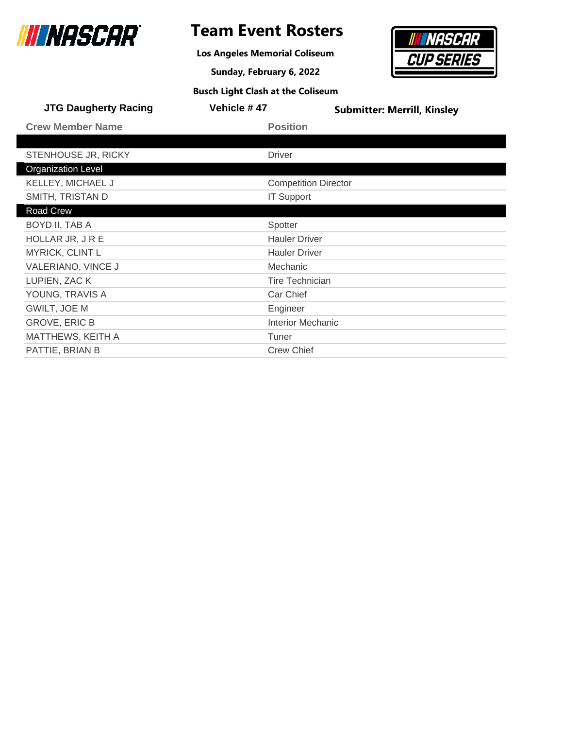# Team Event Rosters

**Los Angeles Memorial Coliseum**

**Sunday, February 6, 2022**

**Busch Light Clash at the Coliseum**

**JTG Daugherty Racing** | **Vehicle # 47** | **Submitter: Merrill, Kinsley**

| Crew Member Name | Position |
|---|---|
| | |
| STENHOUSE JR, RICKY | Driver |
| **Organization Level** | |
| KELLEY, MICHAEL J | Competition Director |
| SMITH, TRISTAN D | IT Support |
| **Road Crew** | |
| BOYD II, TAB A | Spotter |
| HOLLAR JR, J R E | Hauler Driver |
| MYRICK, CLINT L | Hauler Driver |
| VALERIANO, VINCE J | Mechanic |
| LUPIEN, ZAC K | Tire Technician |
| YOUNG, TRAVIS A | Car Chief |
| GWILT, JOE M | Engineer |
| GROVE, ERIC B | Interior Mechanic |
| MATTHEWS, KEITH A | Tuner |
| PATTIE, BRIAN B | Crew Chief |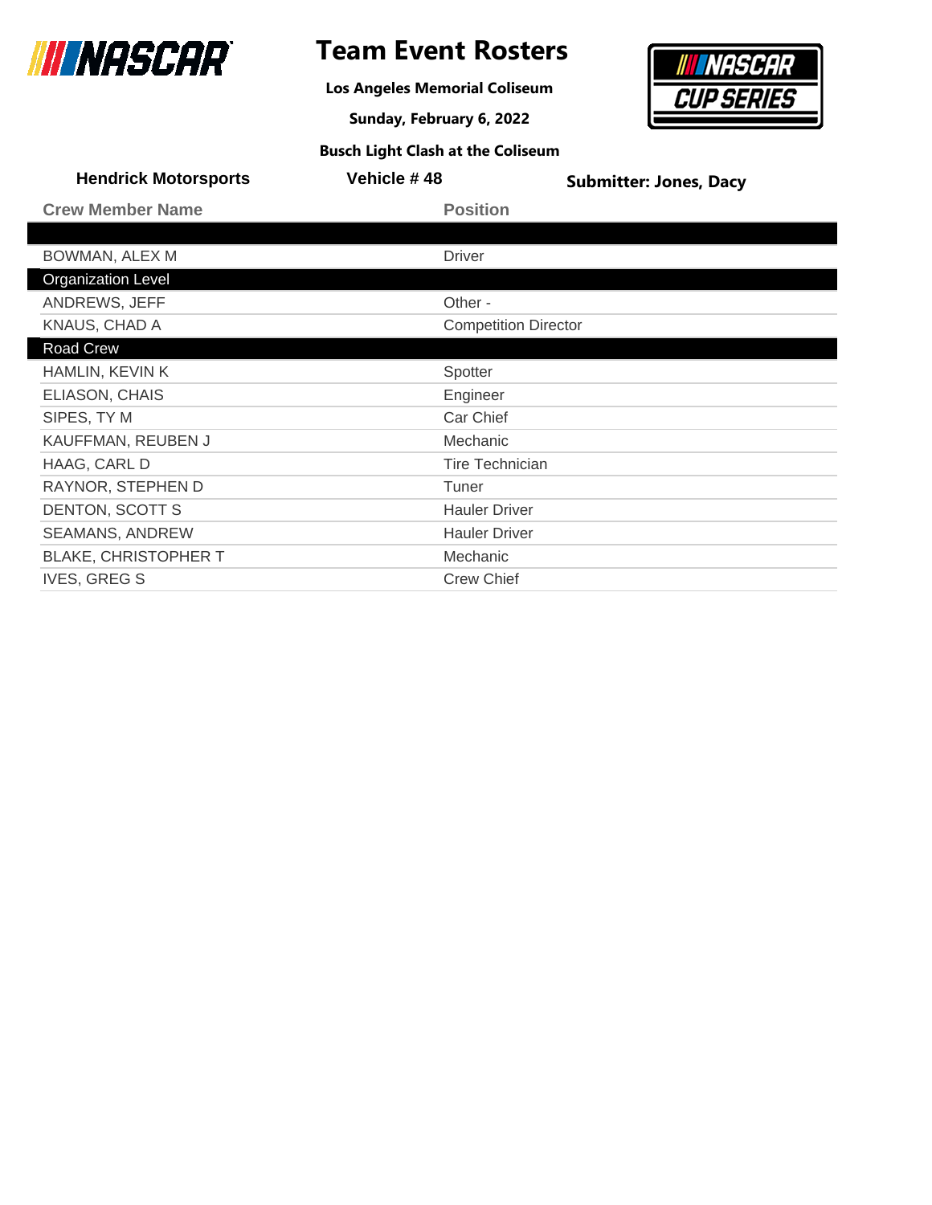# Team Event Rosters

**Los Angeles Memorial Coliseum**

**Sunday, February 6, 2022**

**Busch Light Clash at the Coliseum**

**Hendrick Motorsports** | **Vehicle # 48** | **Submitter: Jones, Dacy**

| Crew Member Name | Position |
|---|---|
| | |
| BOWMAN, ALEX M | Driver |
| **Organization Level** | |
| ANDREWS, JEFF | Other - |
| KNAUS, CHAD A | Competition Director |
| **Road Crew** | |
| HAMLIN, KEVIN K | Spotter |
| ELIASON, CHAIS | Engineer |
| SIPES, TY M | Car Chief |
| KAUFFMAN, REUBEN J | Mechanic |
| HAAG, CARL D | Tire Technician |
| RAYNOR, STEPHEN D | Tuner |
| DENTON, SCOTT S | Hauler Driver |
| SEAMANS, ANDREW | Hauler Driver |
| BLAKE, CHRISTOPHER T | Mechanic |
| IVES, GREG S | Crew Chief |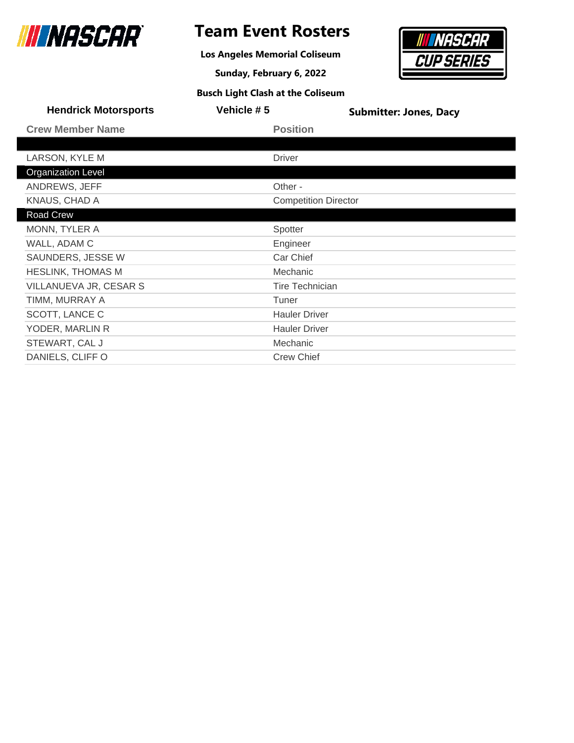# Team Event Rosters

**Los Angeles Memorial Coliseum**

**Sunday, February 6, 2022**

**Busch Light Clash at the Coliseum**

**Hendrick Motorsports** | **Vehicle # 5** | **Submitter: Jones, Dacy**

| Crew Member Name | Position |
|---|---|
| | |
| LARSON, KYLE M | Driver |
| **Organization Level** | |
| ANDREWS, JEFF | Other - |
| KNAUS, CHAD A | Competition Director |
| **Road Crew** | |
| MONN, TYLER A | Spotter |
| WALL, ADAM C | Engineer |
| SAUNDERS, JESSE W | Car Chief |
| HESLINK, THOMAS M | Mechanic |
| VILLANUEVA JR, CESAR S | Tire Technician |
| TIMM, MURRAY A | Tuner |
| SCOTT, LANCE C | Hauler Driver |
| YODER, MARLIN R | Hauler Driver |
| STEWART, CAL J | Mechanic |
| DANIELS, CLIFF O | Crew Chief |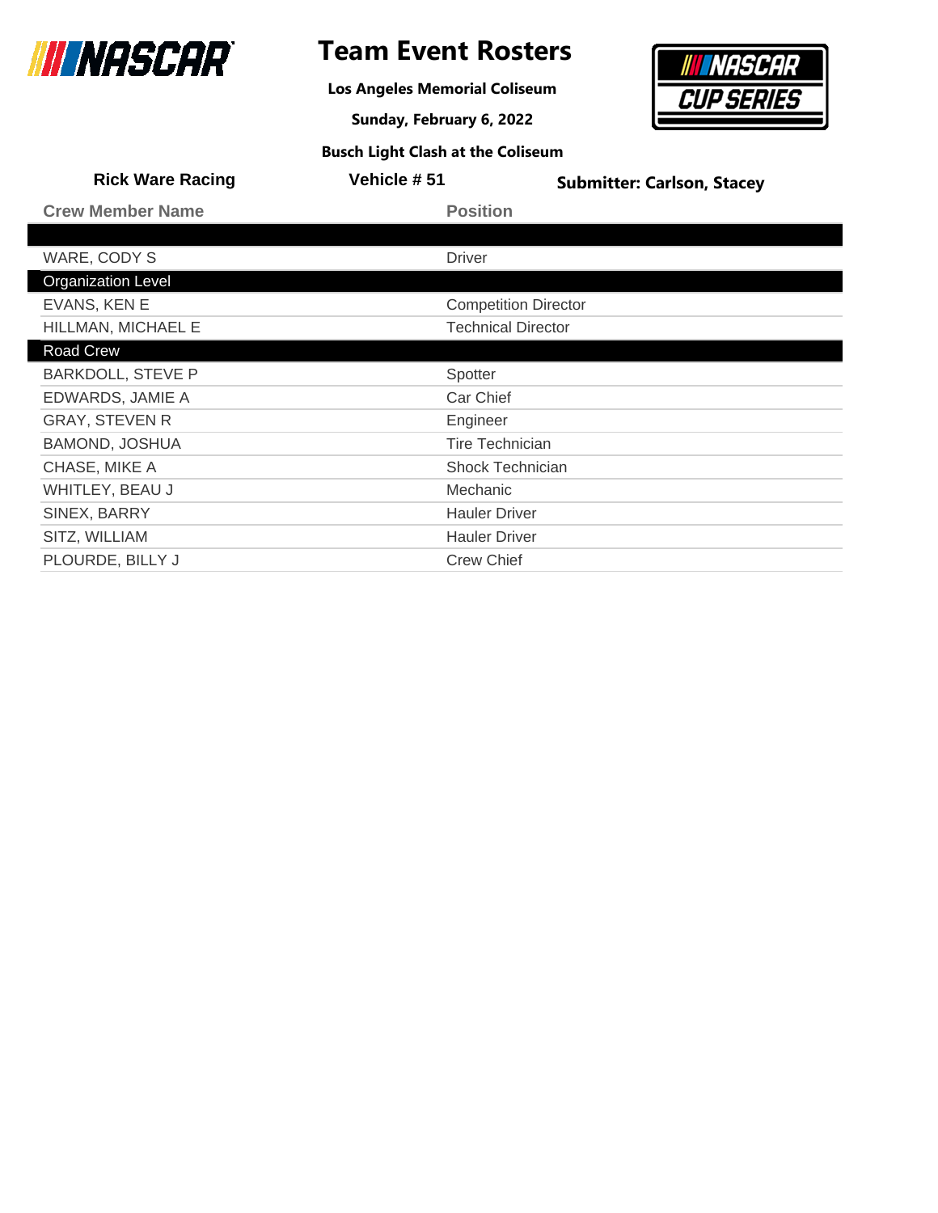# Team Event Rosters

**Los Angeles Memorial Coliseum**

**Sunday, February 6, 2022**

**Busch Light Clash at the Coliseum**

**Rick Ware Racing** | **Vehicle # 51** | **Submitter: Carlson, Stacey**

| Crew Member Name | Position |
|---|---|
| | |
| WARE, CODY S | Driver |
| **Organization Level** | |
| EVANS, KEN E | Competition Director |
| HILLMAN, MICHAEL E | Technical Director |
| **Road Crew** | |
| BARKDOLL, STEVE P | Spotter |
| EDWARDS, JAMIE A | Car Chief |
| GRAY, STEVEN R | Engineer |
| BAMOND, JOSHUA | Tire Technician |
| CHASE, MIKE A | Shock Technician |
| WHITLEY, BEAU J | Mechanic |
| SINEX, BARRY | Hauler Driver |
| SITZ, WILLIAM | Hauler Driver |
| PLOURDE, BILLY J | Crew Chief |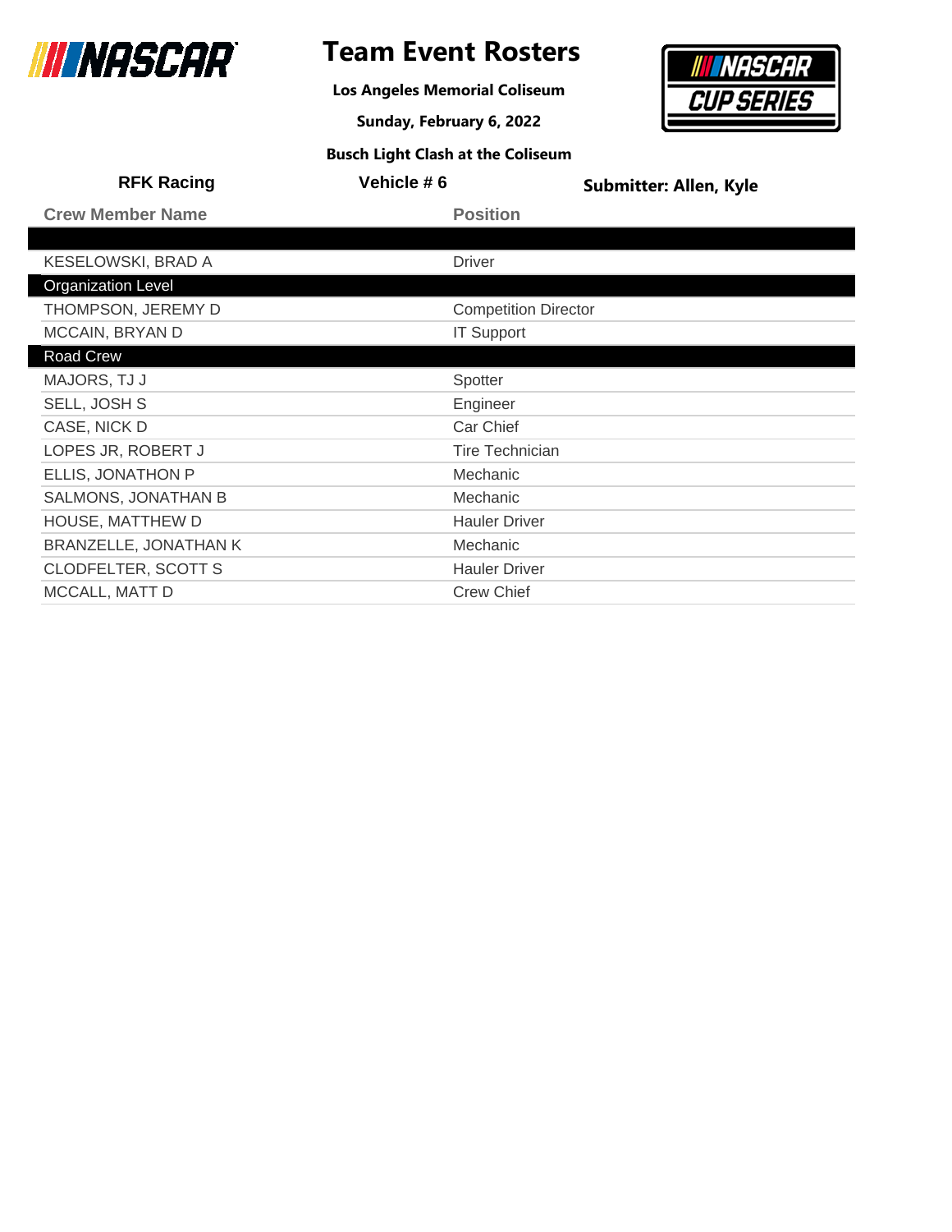# Team Event Rosters

**Los Angeles Memorial Coliseum**

**Sunday, February 6, 2022**

**Busch Light Clash at the Coliseum**

**RFK Racing** | **Vehicle # 6** | **Submitter: Allen, Kyle**

| Crew Member Name | Position |
|---|---|
| | |
| KESELOWSKI, BRAD A | Driver |
| Organization Level | |
| THOMPSON, JEREMY D | Competition Director |
| MCCAIN, BRYAN D | IT Support |
| Road Crew | |
| MAJORS, TJ J | Spotter |
| SELL, JOSH S | Engineer |
| CASE, NICK D | Car Chief |
| LOPES JR, ROBERT J | Tire Technician |
| ELLIS, JONATHON P | Mechanic |
| SALMONS, JONATHAN B | Mechanic |
| HOUSE, MATTHEW D | Hauler Driver |
| BRANZELLE, JONATHAN K | Mechanic |
| CLODFELTER, SCOTT S | Hauler Driver |
| MCCALL, MATT D | Crew Chief |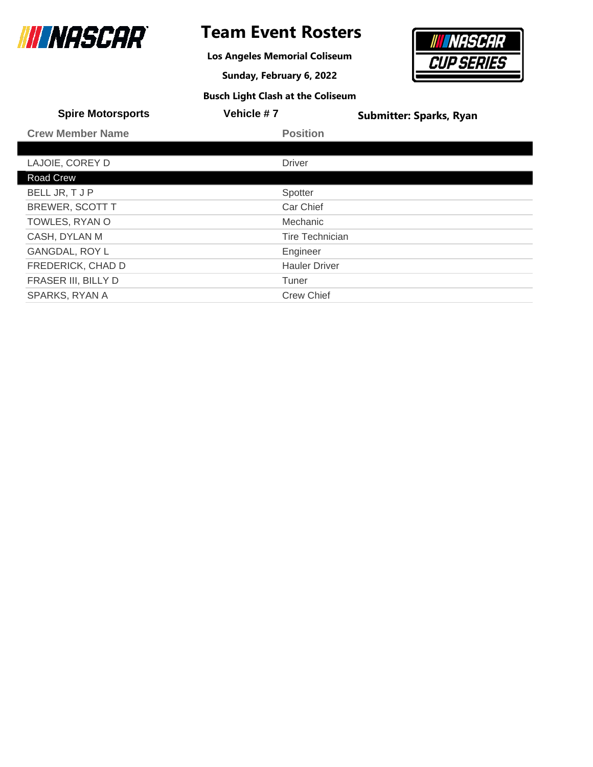# Team Event Rosters

**Los Angeles Memorial Coliseum**

**Sunday, February 6, 2022**

**Busch Light Clash at the Coliseum**

**Spire Motorsports** | **Vehicle # 7** | **Submitter: Sparks, Ryan**

| Crew Member Name | Position |
|---|---|
| | |
| LAJOIE, COREY D | Driver |
| **Road Crew** | |
| BELL JR, T J P | Spotter |
| BREWER, SCOTT T | Car Chief |
| TOWLES, RYAN O | Mechanic |
| CASH, DYLAN M | Tire Technician |
| GANGDAL, ROY L | Engineer |
| FREDERICK, CHAD D | Hauler Driver |
| FRASER III, BILLY D | Tuner |
| SPARKS, RYAN A | Crew Chief |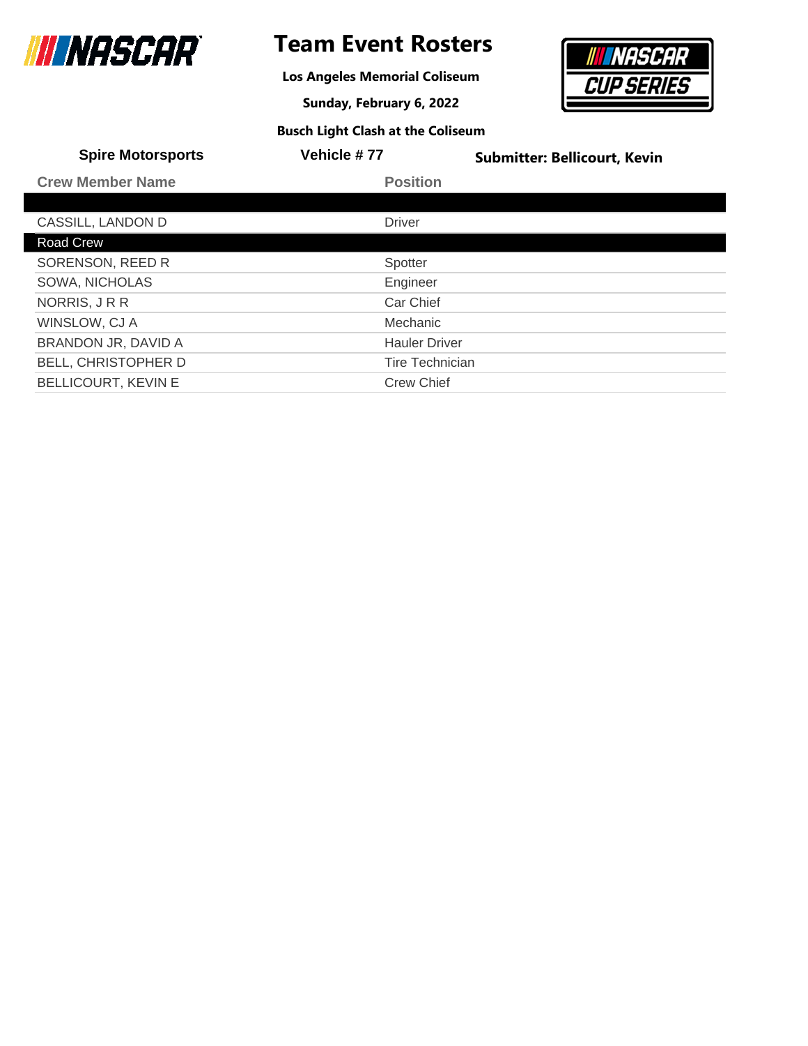# Team Event Rosters

**Los Angeles Memorial Coliseum**

**Sunday, February 6, 2022**

**Busch Light Clash at the Coliseum**

**Spire Motorsports** | **Vehicle # 77** | **Submitter: Bellicourt, Kevin**

| Crew Member Name | Position |
|---|---|
| | |
| CASSILL, LANDON D | Driver |
| **Road Crew** | |
| SORENSON, REED R | Spotter |
| SOWA, NICHOLAS | Engineer |
| NORRIS, J R R | Car Chief |
| WINSLOW, CJ A | Mechanic |
| BRANDON JR, DAVID A | Hauler Driver |
| BELL, CHRISTOPHER D | Tire Technician |
| BELLICOURT, KEVIN E | Crew Chief |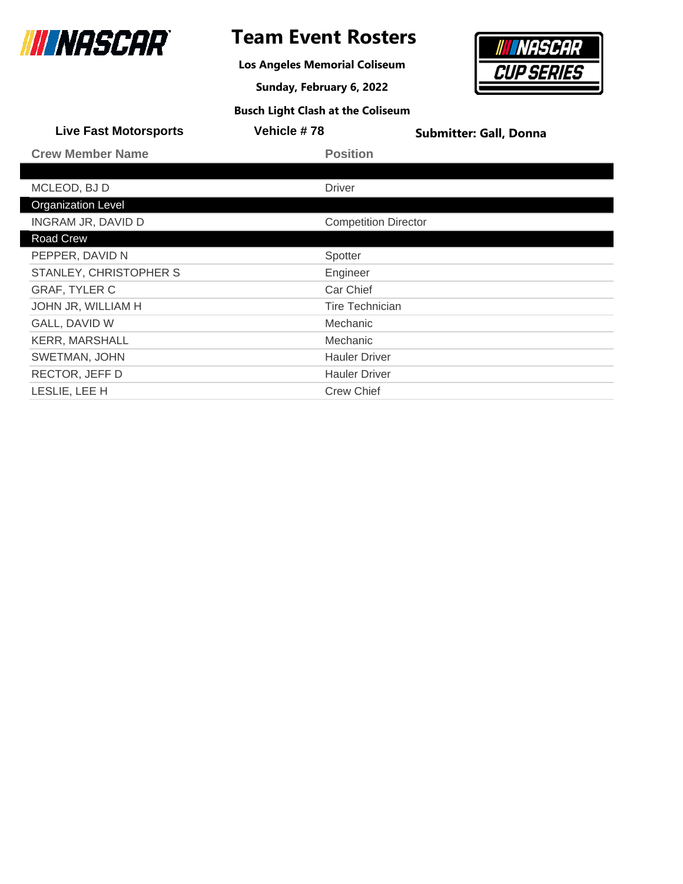# Team Event Rosters

**Los Angeles Memorial Coliseum**

**Sunday, February 6, 2022**

**Busch Light Clash at the Coliseum**

**Live Fast Motorsports** | **Vehicle # 78** | **Submitter: Gall, Donna**

| Crew Member Name | Position |
|---|---|
| | |
| MCLEOD, BJ D | Driver |
| **Organization Level** | |
| INGRAM JR, DAVID D | Competition Director |
| **Road Crew** | |
| PEPPER, DAVID N | Spotter |
| STANLEY, CHRISTOPHER S | Engineer |
| GRAF, TYLER C | Car Chief |
| JOHN JR, WILLIAM H | Tire Technician |
| GALL, DAVID W | Mechanic |
| KERR, MARSHALL | Mechanic |
| SWETMAN, JOHN | Hauler Driver |
| RECTOR, JEFF D | Hauler Driver |
| LESLIE, LEE H | Crew Chief |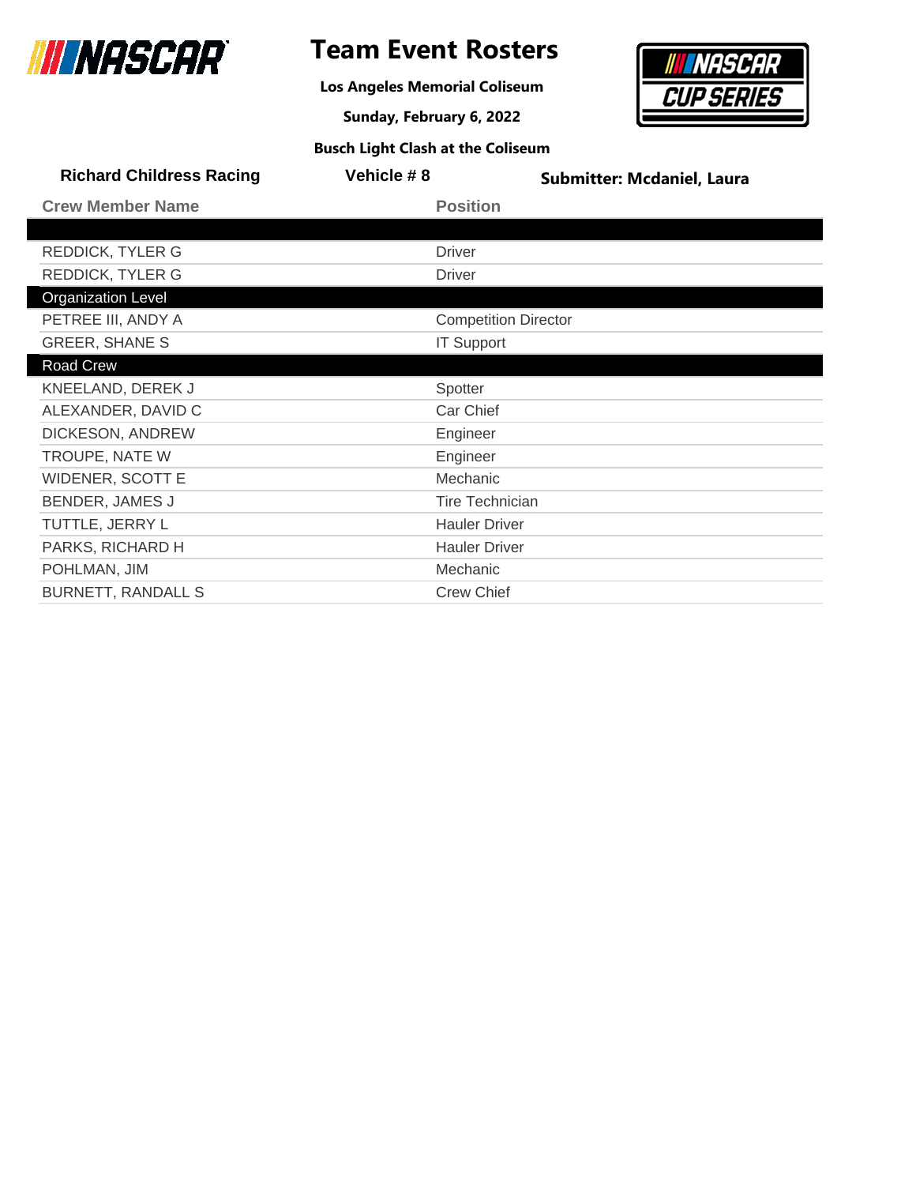# Team Event Rosters

**Los Angeles Memorial Coliseum**

**Sunday, February 6, 2022**

**Busch Light Clash at the Coliseum**

**Richard Childress Racing** | **Vehicle # 8** | **Submitter: Mcdaniel, Laura**

| Crew Member Name | Position |
|---|---|
| | |
| REDDICK, TYLER G | Driver |
| REDDICK, TYLER G | Driver |
| **Organization Level** | |
| PETREE III, ANDY A | Competition Director |
| GREER, SHANE S | IT Support |
| **Road Crew** | |
| KNEELAND, DEREK J | Spotter |
| ALEXANDER, DAVID C | Car Chief |
| DICKESON, ANDREW | Engineer |
| TROUPE, NATE W | Engineer |
| WIDENER, SCOTT E | Mechanic |
| BENDER, JAMES J | Tire Technician |
| TUTTLE, JERRY L | Hauler Driver |
| PARKS, RICHARD H | Hauler Driver |
| POHLMAN, JIM | Mechanic |
| BURNETT, RANDALL S | Crew Chief |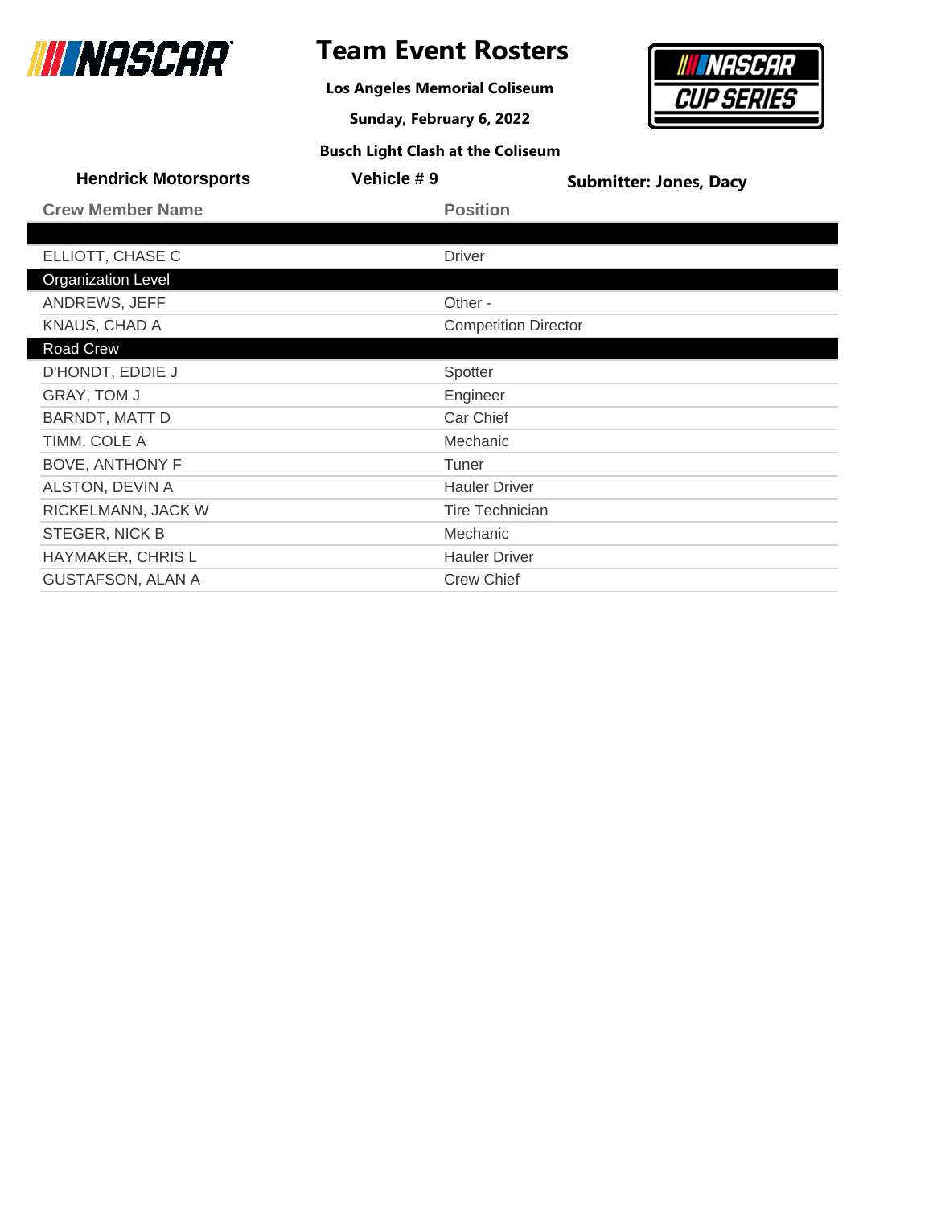# Team Event Rosters

**Los Angeles Memorial Coliseum**

**Sunday, February 6, 2022**

**Busch Light Clash at the Coliseum**

**Hendrick Motorsports** | **Vehicle # 9** | **Submitter: Jones, Dacy**

| Crew Member Name | Position |
|---|---|
| | |
| ELLIOTT, CHASE C | Driver |
| Organization Level | |
| ANDREWS, JEFF | Other - |
| KNAUS, CHAD A | Competition Director |
| Road Crew | |
| D'HONDT, EDDIE J | Spotter |
| GRAY, TOM J | Engineer |
| BARNDT, MATT D | Car Chief |
| TIMM, COLE A | Mechanic |
| BOVE, ANTHONY F | Tuner |
| ALSTON, DEVIN A | Hauler Driver |
| RICKELMANN, JACK W | Tire Technician |
| STEGER, NICK B | Mechanic |
| HAYMAKER, CHRIS L | Hauler Driver |
| GUSTAFSON, ALAN A | Crew Chief |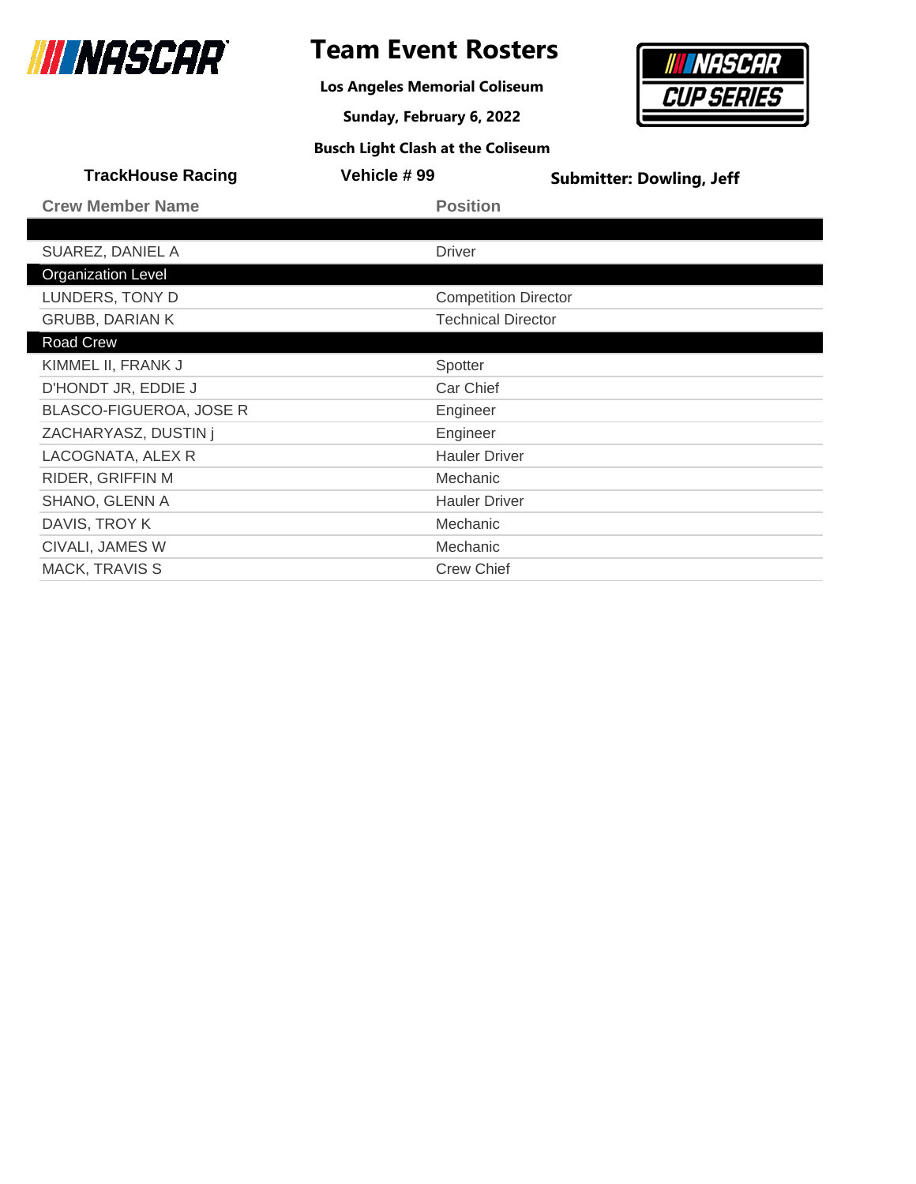# Team Event Rosters

**Los Angeles Memorial Coliseum**

**Sunday, February 6, 2022**

**Busch Light Clash at the Coliseum**

**TrackHouse Racing** | **Vehicle # 99** | **Submitter: Dowling, Jeff**

| Crew Member Name | Position |
|---|---|
| | |
| SUAREZ, DANIEL A | Driver |
| **Organization Level** | |
| LUNDERS, TONY D | Competition Director |
| GRUBB, DARIAN K | Technical Director |
| **Road Crew** | |
| KIMMEL II, FRANK J | Spotter |
| D'HONDT JR, EDDIE J | Car Chief |
| BLASCO-FIGUEROA, JOSE R | Engineer |
| ZACHARYASZ, DUSTIN j | Engineer |
| LACOGNATA, ALEX R | Hauler Driver |
| RIDER, GRIFFIN M | Mechanic |
| SHANO, GLENN A | Hauler Driver |
| DAVIS, TROY K | Mechanic |
| CIVALI, JAMES W | Mechanic |
| MACK, TRAVIS S | Crew Chief |